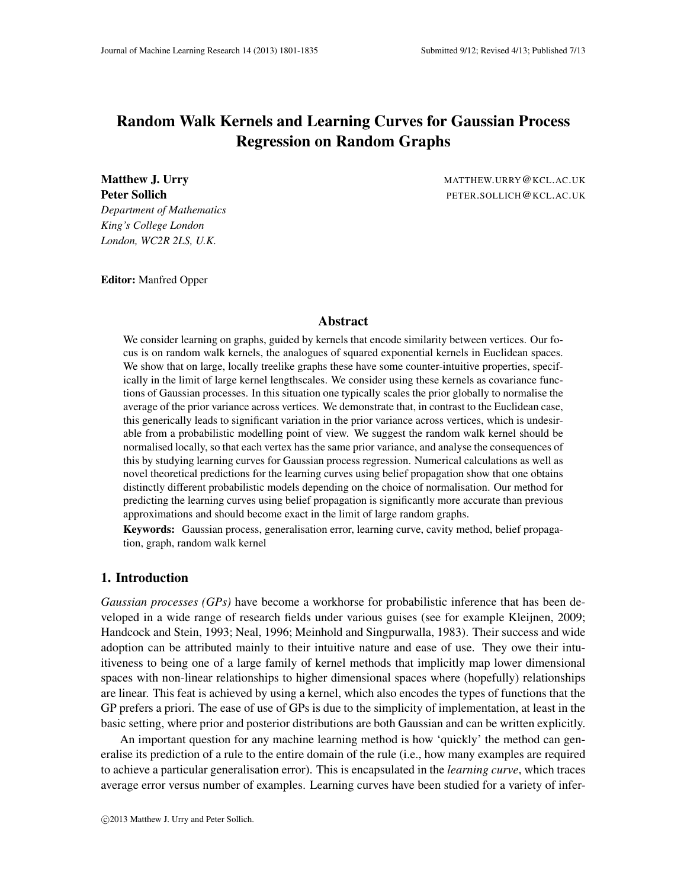# Random Walk Kernels and Learning Curves for Gaussian Process Regression on Random Graphs

**Matthew J. Urry** MATTHEW.URRY@KCL.AC.UK
**Peter Sollich** PETER.SOLLICH@KCL.AC.UK
*Department of Mathematics*
*King's College London*
*London, WC2R 2LS, U.K.*

**Editor:** Manfred Opper

## Abstract

We consider learning on graphs, guided by kernels that encode similarity between vertices. Our focus is on random walk kernels, the analogues of squared exponential kernels in Euclidean spaces. We show that on large, locally treelike graphs these have some counter-intuitive properties, specifically in the limit of large kernel lengthscales. We consider using these kernels as covariance functions of Gaussian processes. In this situation one typically scales the prior globally to normalise the average of the prior variance across vertices. We demonstrate that, in contrast to the Euclidean case, this generically leads to significant variation in the prior variance across vertices, which is undesirable from a probabilistic modelling point of view. We suggest the random walk kernel should be normalised locally, so that each vertex has the same prior variance, and analyse the consequences of this by studying learning curves for Gaussian process regression. Numerical calculations as well as novel theoretical predictions for the learning curves using belief propagation show that one obtains distinctly different probabilistic models depending on the choice of normalisation. Our method for predicting the learning curves using belief propagation is significantly more accurate than previous approximations and should become exact in the limit of large random graphs.

**Keywords:** Gaussian process, generalisation error, learning curve, cavity method, belief propagation, graph, random walk kernel

## 1. Introduction

*Gaussian processes (GPs)* have become a workhorse for probabilistic inference that has been developed in a wide range of research fields under various guises (see for example Kleijnen, 2009; Handcock and Stein, 1993; Neal, 1996; Meinhold and Singpurwalla, 1983). Their success and wide adoption can be attributed mainly to their intuitive nature and ease of use. They owe their intuitiveness to being one of a large family of kernel methods that implicitly map lower dimensional spaces with non-linear relationships to higher dimensional spaces where (hopefully) relationships are linear. This feat is achieved by using a kernel, which also encodes the types of functions that the GP prefers a priori. The ease of use of GPs is due to the simplicity of implementation, at least in the basic setting, where prior and posterior distributions are both Gaussian and can be written explicitly.

An important question for any machine learning method is how 'quickly' the method can generalise its prediction of a rule to the entire domain of the rule (i.e., how many examples are required to achieve a particular generalisation error). This is encapsulated in the *learning curve*, which traces average error versus number of examples. Learning curves have been studied for a variety of infer-

©2013 Matthew J. Urry and Peter Sollich.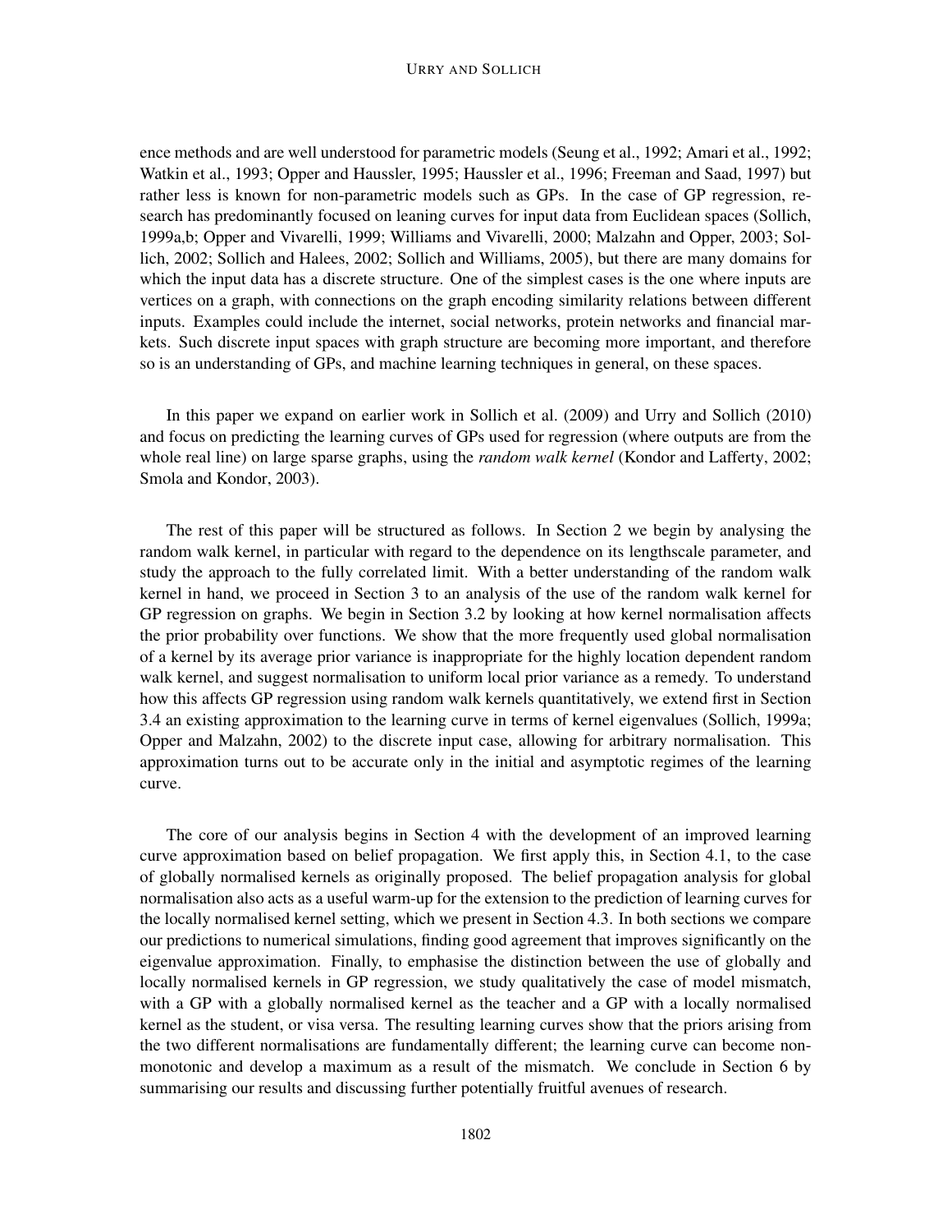ence methods and are well understood for parametric models (Seung et al., 1992; Amari et al., 1992; Watkin et al., 1993; Opper and Haussler, 1995; Haussler et al., 1996; Freeman and Saad, 1997) but rather less is known for non-parametric models such as GPs. In the case of GP regression, research has predominantly focused on leaning curves for input data from Euclidean spaces (Sollich, 1999a,b; Opper and Vivarelli, 1999; Williams and Vivarelli, 2000; Malzahn and Opper, 2003; Sollich, 2002; Sollich and Halees, 2002; Sollich and Williams, 2005), but there are many domains for which the input data has a discrete structure. One of the simplest cases is the one where inputs are vertices on a graph, with connections on the graph encoding similarity relations between different inputs. Examples could include the internet, social networks, protein networks and financial markets. Such discrete input spaces with graph structure are becoming more important, and therefore so is an understanding of GPs, and machine learning techniques in general, on these spaces.

In this paper we expand on earlier work in Sollich et al. (2009) and Urry and Sollich (2010) and focus on predicting the learning curves of GPs used for regression (where outputs are from the whole real line) on large sparse graphs, using the *random walk kernel* (Kondor and Lafferty, 2002; Smola and Kondor, 2003).

The rest of this paper will be structured as follows. In Section 2 we begin by analysing the random walk kernel, in particular with regard to the dependence on its lengthscale parameter, and study the approach to the fully correlated limit. With a better understanding of the random walk kernel in hand, we proceed in Section 3 to an analysis of the use of the random walk kernel for GP regression on graphs. We begin in Section 3.2 by looking at how kernel normalisation affects the prior probability over functions. We show that the more frequently used global normalisation of a kernel by its average prior variance is inappropriate for the highly location dependent random walk kernel, and suggest normalisation to uniform local prior variance as a remedy. To understand how this affects GP regression using random walk kernels quantitatively, we extend first in Section 3.4 an existing approximation to the learning curve in terms of kernel eigenvalues (Sollich, 1999a; Opper and Malzahn, 2002) to the discrete input case, allowing for arbitrary normalisation. This approximation turns out to be accurate only in the initial and asymptotic regimes of the learning curve.

The core of our analysis begins in Section 4 with the development of an improved learning curve approximation based on belief propagation. We first apply this, in Section 4.1, to the case of globally normalised kernels as originally proposed. The belief propagation analysis for global normalisation also acts as a useful warm-up for the extension to the prediction of learning curves for the locally normalised kernel setting, which we present in Section 4.3. In both sections we compare our predictions to numerical simulations, finding good agreement that improves significantly on the eigenvalue approximation. Finally, to emphasise the distinction between the use of globally and locally normalised kernels in GP regression, we study qualitatively the case of model mismatch, with a GP with a globally normalised kernel as the teacher and a GP with a locally normalised kernel as the student, or visa versa. The resulting learning curves show that the priors arising from the two different normalisations are fundamentally different; the learning curve can become non-monotonic and develop a maximum as a result of the mismatch. We conclude in Section 6 by summarising our results and discussing further potentially fruitful avenues of research.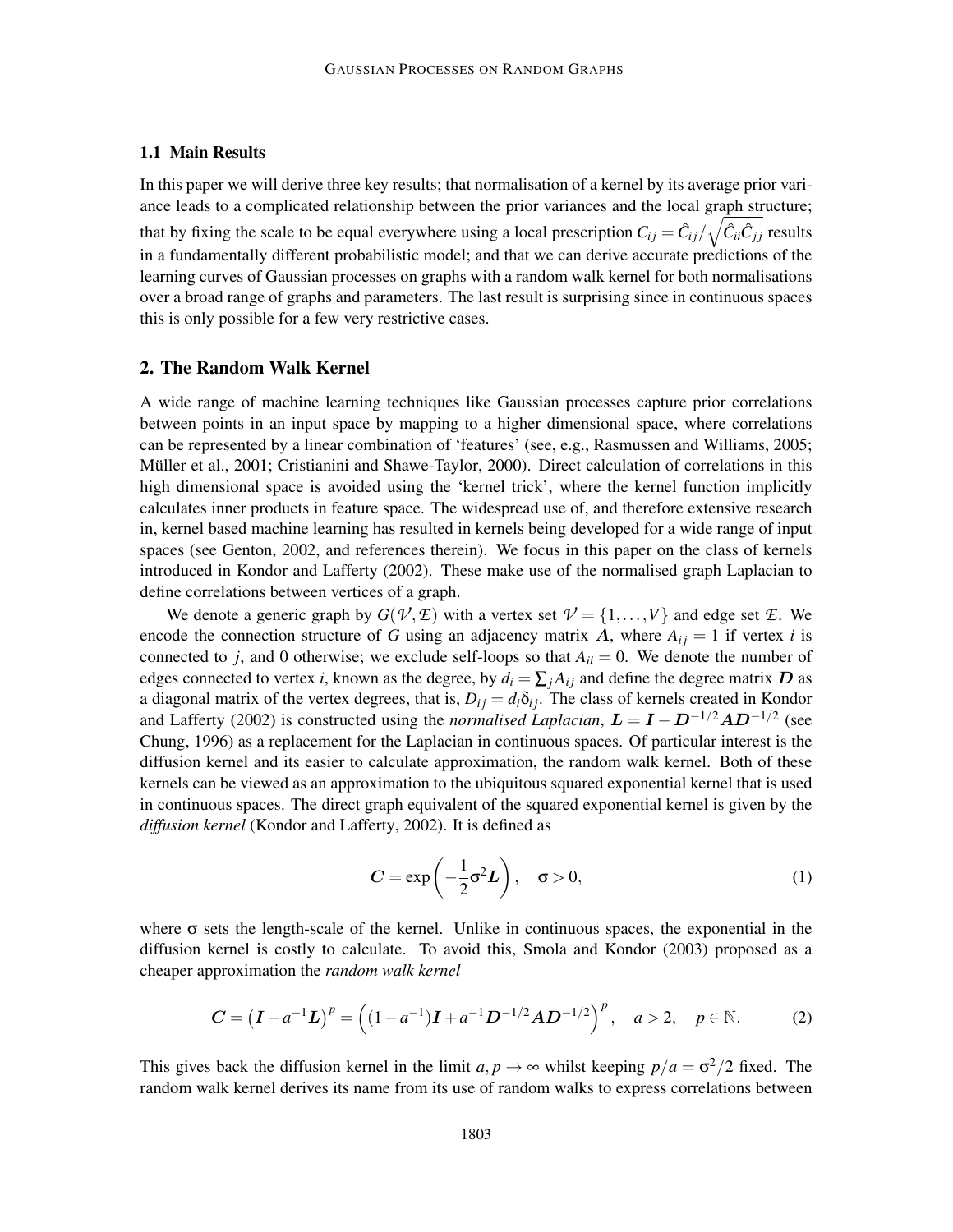### 1.1 Main Results

In this paper we will derive three key results; that normalisation of a kernel by its average prior variance leads to a complicated relationship between the prior variances and the local graph structure; that by fixing the scale to be equal everywhere using a local prescription $C_{ij} = \hat{C}_{ij}/\sqrt{\hat{C}_{ii}\hat{C}_{jj}}$ results in a fundamentally different probabilistic model; and that we can derive accurate predictions of the learning curves of Gaussian processes on graphs with a random walk kernel for both normalisations over a broad range of graphs and parameters. The last result is surprising since in continuous spaces this is only possible for a few very restrictive cases.

## 2. The Random Walk Kernel

A wide range of machine learning techniques like Gaussian processes capture prior correlations between points in an input space by mapping to a higher dimensional space, where correlations can be represented by a linear combination of 'features' (see, e.g., Rasmussen and Williams, 2005; Müller et al., 2001; Cristianini and Shawe-Taylor, 2000). Direct calculation of correlations in this high dimensional space is avoided using the 'kernel trick', where the kernel function implicitly calculates inner products in feature space. The widespread use of, and therefore extensive research in, kernel based machine learning has resulted in kernels being developed for a wide range of input spaces (see Genton, 2002, and references therein). We focus in this paper on the class of kernels introduced in Kondor and Lafferty (2002). These make use of the normalised graph Laplacian to define correlations between vertices of a graph.

We denote a generic graph by $G(\mathcal{V},\mathcal{E})$ with a vertex set $\mathcal{V} = \{1,\ldots,V\}$ and edge set $\mathcal{E}$. We encode the connection structure of $G$ using an adjacency matrix $\boldsymbol{A}$, where $A_{ij} = 1$ if vertex $i$ is connected to $j$, and 0 otherwise; we exclude self-loops so that $A_{ii} = 0$. We denote the number of edges connected to vertex $i$, known as the degree, by $d_i = \sum_j A_{ij}$ and define the degree matrix $\boldsymbol{D}$ as a diagonal matrix of the vertex degrees, that is, $D_{ij} = d_i\delta_{ij}$. The class of kernels created in Kondor and Lafferty (2002) is constructed using the *normalised Laplacian*, $\boldsymbol{L} = \boldsymbol{I} - \boldsymbol{D}^{-1/2}\boldsymbol{A}\boldsymbol{D}^{-1/2}$ (see Chung, 1996) as a replacement for the Laplacian in continuous spaces. Of particular interest is the diffusion kernel and its easier to calculate approximation, the random walk kernel. Both of these kernels can be viewed as an approximation to the ubiquitous squared exponential kernel that is used in continuous spaces. The direct graph equivalent of the squared exponential kernel is given by the *diffusion kernel* (Kondor and Lafferty, 2002). It is defined as

$$\boldsymbol{C} = \exp\left(-\frac{1}{2}\sigma^2\boldsymbol{L}\right), \quad \sigma > 0, \tag{1}$$

where $\sigma$ sets the length-scale of the kernel. Unlike in continuous spaces, the exponential in the diffusion kernel is costly to calculate. To avoid this, Smola and Kondor (2003) proposed as a cheaper approximation the *random walk kernel*

$$\boldsymbol{C} = \left(\boldsymbol{I} - a^{-1}\boldsymbol{L}\right)^p = \left((1-a^{-1})\boldsymbol{I} + a^{-1}\boldsymbol{D}^{-1/2}\boldsymbol{A}\boldsymbol{D}^{-1/2}\right)^p, \quad a > 2, \quad p \in \mathbb{N}. \tag{2}$$

This gives back the diffusion kernel in the limit $a, p \to \infty$ whilst keeping $p/a = \sigma^2/2$ fixed. The random walk kernel derives its name from its use of random walks to express correlations between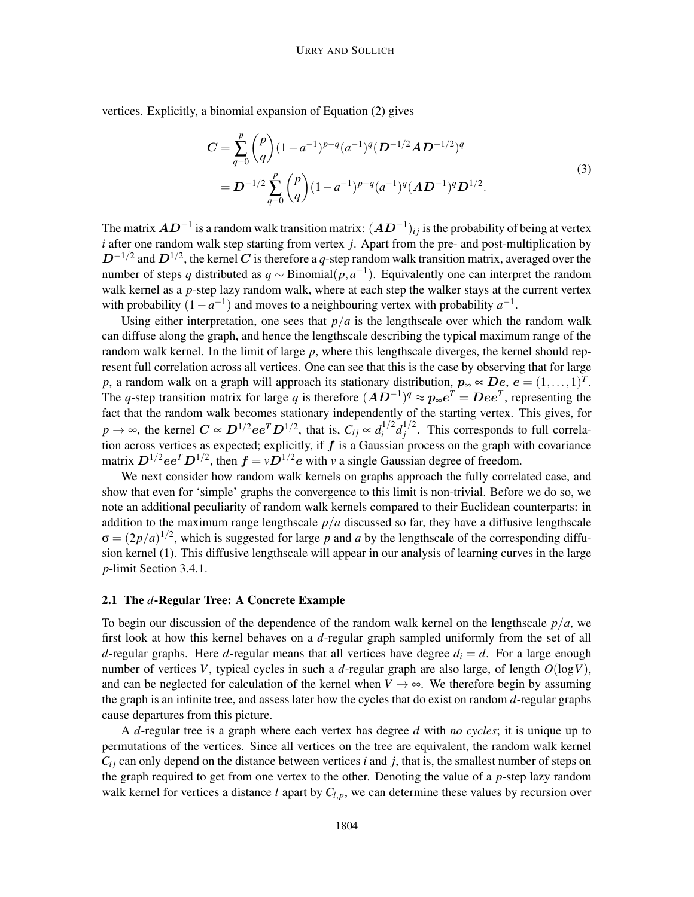vertices. Explicitly, a binomial expansion of Equation (2) gives

$$
\begin{aligned}
\boldsymbol{C} &= \sum_{q=0}^{p} \binom{p}{q} (1-a^{-1})^{p-q} (a^{-1})^{q} (\boldsymbol{D}^{-1/2}\boldsymbol{A}\boldsymbol{D}^{-1/2})^{q} \\
&= \boldsymbol{D}^{-1/2} \sum_{q=0}^{p} \binom{p}{q} (1-a^{-1})^{p-q} (a^{-1})^{q} (\boldsymbol{A}\boldsymbol{D}^{-1})^{q} \boldsymbol{D}^{1/2}.
\end{aligned}
\tag{3}
$$

The matrix $\boldsymbol{A}\boldsymbol{D}^{-1}$ is a random walk transition matrix: $(\boldsymbol{A}\boldsymbol{D}^{-1})_{ij}$ is the probability of being at vertex $i$ after one random walk step starting from vertex $j$. Apart from the pre- and post-multiplication by $\boldsymbol{D}^{-1/2}$ and $\boldsymbol{D}^{1/2}$, the kernel $\boldsymbol{C}$ is therefore a $q$-step random walk transition matrix, averaged over the number of steps $q$ distributed as $q \sim \text{Binomial}(p, a^{-1})$. Equivalently one can interpret the random walk kernel as a $p$-step lazy random walk, where at each step the walker stays at the current vertex with probability $(1-a^{-1})$ and moves to a neighbouring vertex with probability $a^{-1}$.

Using either interpretation, one sees that $p/a$ is the lengthscale over which the random walk can diffuse along the graph, and hence the lengthscale describing the typical maximum range of the random walk kernel. In the limit of large $p$, where this lengthscale diverges, the kernel should represent full correlation across all vertices. One can see that this is the case by observing that for large $p$, a random walk on a graph will approach its stationary distribution, $\boldsymbol{p}_\infty \propto \boldsymbol{D}\boldsymbol{e}$, $\boldsymbol{e} = (1, \ldots, 1)^T$. The $q$-step transition matrix for large $q$ is therefore $(\boldsymbol{A}\boldsymbol{D}^{-1})^q \approx \boldsymbol{p}_\infty \boldsymbol{e}^T = \boldsymbol{D}\boldsymbol{e}\boldsymbol{e}^T$, representing the fact that the random walk becomes stationary independently of the starting vertex. This gives, for $p \to \infty$, the kernel $\boldsymbol{C} \propto \boldsymbol{D}^{1/2}\boldsymbol{e}\boldsymbol{e}^T\boldsymbol{D}^{1/2}$, that is, $C_{ij} \propto d_i^{1/2} d_j^{1/2}$. This corresponds to full correlation across vertices as expected; explicitly, if $\boldsymbol{f}$ is a Gaussian process on the graph with covariance matrix $\boldsymbol{D}^{1/2}\boldsymbol{e}\boldsymbol{e}^T\boldsymbol{D}^{1/2}$, then $\boldsymbol{f} = v\boldsymbol{D}^{1/2}\boldsymbol{e}$ with $v$ a single Gaussian degree of freedom.

We next consider how random walk kernels on graphs approach the fully correlated case, and show that even for 'simple' graphs the convergence to this limit is non-trivial. Before we do so, we note an additional peculiarity of random walk kernels compared to their Euclidean counterparts: in addition to the maximum range lengthscale $p/a$ discussed so far, they have a diffusive lengthscale $\sigma = (2p/a)^{1/2}$, which is suggested for large $p$ and $a$ by the lengthscale of the corresponding diffusion kernel (1). This diffusive lengthscale will appear in our analysis of learning curves in the large $p$-limit Section 3.4.1.

### 2.1 The $d$-Regular Tree: A Concrete Example

To begin our discussion of the dependence of the random walk kernel on the lengthscale $p/a$, we first look at how this kernel behaves on a $d$-regular graph sampled uniformly from the set of all $d$-regular graphs. Here $d$-regular means that all vertices have degree $d_i = d$. For a large enough number of vertices $V$, typical cycles in such a $d$-regular graph are also large, of length $O(\log V)$, and can be neglected for calculation of the kernel when $V \to \infty$. We therefore begin by assuming the graph is an infinite tree, and assess later how the cycles that do exist on random $d$-regular graphs cause departures from this picture.

A $d$-regular tree is a graph where each vertex has degree $d$ with *no cycles*; it is unique up to permutations of the vertices. Since all vertices on the tree are equivalent, the random walk kernel $C_{ij}$ can only depend on the distance between vertices $i$ and $j$, that is, the smallest number of steps on the graph required to get from one vertex to the other. Denoting the value of a $p$-step lazy random walk kernel for vertices a distance $l$ apart by $C_{l,p}$, we can determine these values by recursion over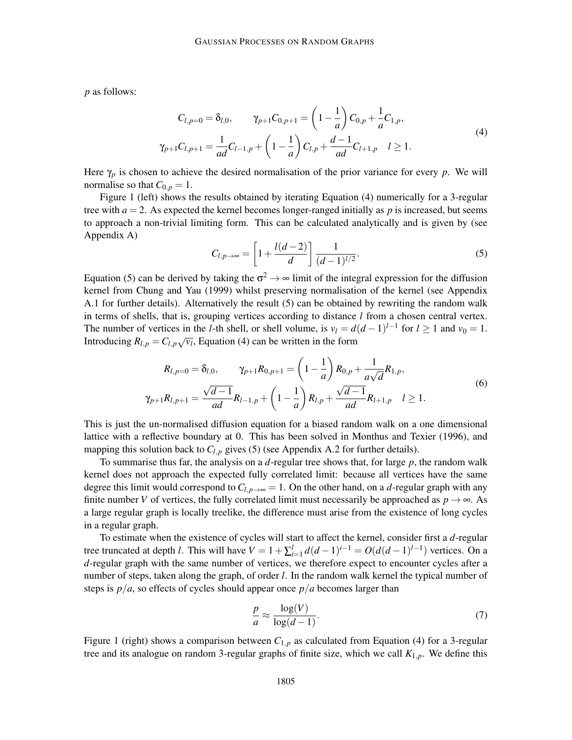$p$ as follows:

$$
\begin{aligned}
C_{l,p=0} = \delta_{l,0}, \qquad \gamma_{p+1} C_{0,p+1} &= \left(1 - \frac{1}{a}\right) C_{0,p} + \frac{1}{a} C_{1,p}, \\
\gamma_{p+1} C_{l,p+1} = \frac{1}{ad} C_{l-1,p} &+ \left(1 - \frac{1}{a}\right) C_{l,p} + \frac{d-1}{ad} C_{l+1,p} \quad l \geq 1.
\end{aligned}
\tag{4}
$$

Here $\gamma_p$ is chosen to achieve the desired normalisation of the prior variance for every $p$. We will normalise so that $C_{0,p} = 1$.

Figure 1 (left) shows the results obtained by iterating Equation (4) numerically for a 3-regular tree with $a = 2$. As expected the kernel becomes longer-ranged initially as $p$ is increased, but seems to approach a non-trivial limiting form. This can be calculated analytically and is given by (see Appendix A)

$$
C_{l,p\to\infty} = \left[1 + \frac{l(d-2)}{d}\right] \frac{1}{(d-1)^{l/2}}. \tag{5}
$$

Equation (5) can be derived by taking the $\sigma^2 \to \infty$ limit of the integral expression for the diffusion kernel from Chung and Yau (1999) whilst preserving normalisation of the kernel (see Appendix A.1 for further details). Alternatively the result (5) can be obtained by rewriting the random walk in terms of shells, that is, grouping vertices according to distance $l$ from a chosen central vertex. The number of vertices in the $l$-th shell, or shell volume, is $v_l = d(d-1)^{l-1}$ for $l \geq 1$ and $v_0 = 1$. Introducing $R_{l,p} = C_{l,p}\sqrt{v_l}$, Equation (4) can be written in the form

$$
\begin{aligned}
R_{l,p=0} = \delta_{l,0}, \qquad \gamma_{p+1} R_{0,p+1} &= \left(1 - \frac{1}{a}\right) R_{0,p} + \frac{1}{a\sqrt{d}} R_{1,p}, \\
\gamma_{p+1} R_{l,p+1} = \frac{\sqrt{d-1}}{ad} R_{l-1,p} &+ \left(1 - \frac{1}{a}\right) R_{l,p} + \frac{\sqrt{d-1}}{ad} R_{l+1,p} \quad l \geq 1.
\end{aligned}
\tag{6}
$$

This is just the un-normalised diffusion equation for a biased random walk on a one dimensional lattice with a reflective boundary at 0. This has been solved in Monthus and Texier (1996), and mapping this solution back to $C_{l,p}$ gives (5) (see Appendix A.2 for further details).

To summarise thus far, the analysis on a $d$-regular tree shows that, for large $p$, the random walk kernel does not approach the expected fully correlated limit: because all vertices have the same degree this limit would correspond to $C_{l,p\to\infty} = 1$. On the other hand, on a $d$-regular graph with any finite number $V$ of vertices, the fully correlated limit must necessarily be approached as $p \to \infty$. As a large regular graph is locally treelike, the difference must arise from the existence of long cycles in a regular graph.

To estimate when the existence of cycles will start to affect the kernel, consider first a $d$-regular tree truncated at depth $l$. This will have $V = 1 + \sum_{i=1}^{l} d(d-1)^{i-1} = O(d(d-1)^{l-1})$ vertices. On a $d$-regular graph with the same number of vertices, we therefore expect to encounter cycles after a number of steps, taken along the graph, of order $l$. In the random walk kernel the typical number of steps is $p/a$, so effects of cycles should appear once $p/a$ becomes larger than

$$
\frac{p}{a} \approx \frac{\log(V)}{\log(d-1)}. \tag{7}
$$

Figure 1 (right) shows a comparison between $C_{1,p}$ as calculated from Equation (4) for a 3-regular tree and its analogue on random 3-regular graphs of finite size, which we call $K_{1,p}$. We define this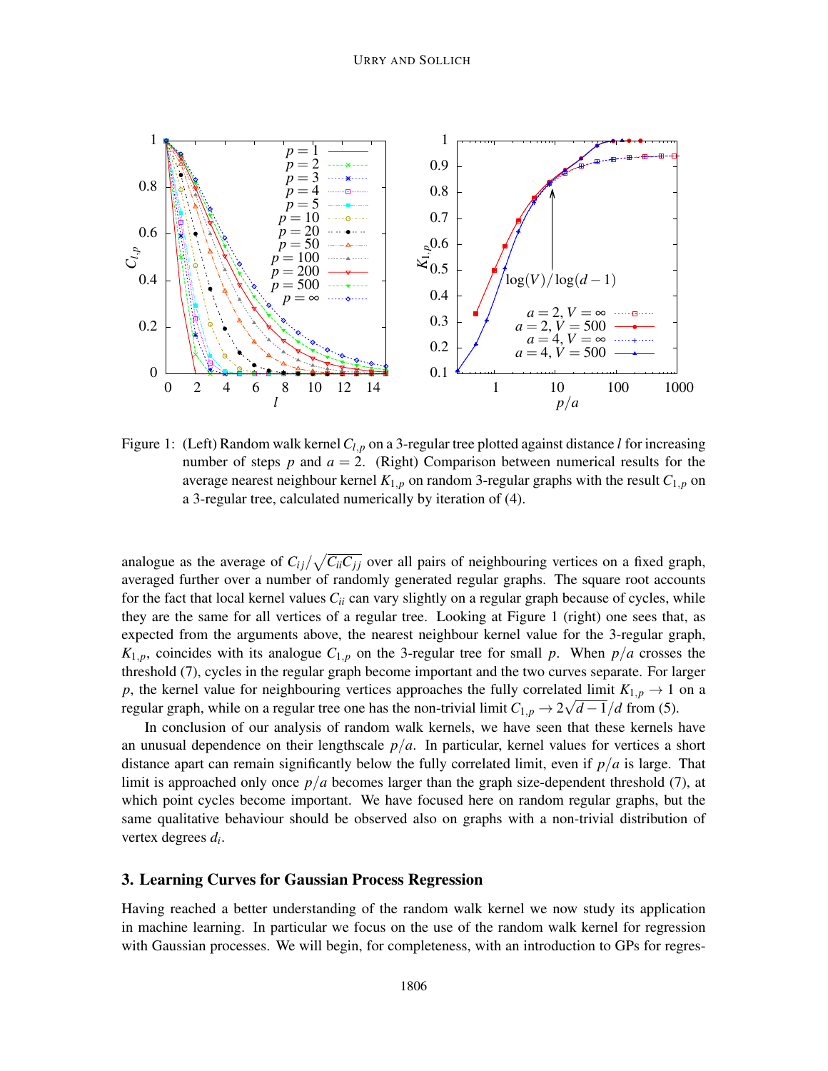Figure 1: (Left) Random walk kernel $C_{l,p}$ on a 3-regular tree plotted against distance $l$ for increasing number of steps $p$ and $a = 2$. (Right) Comparison between numerical results for the average nearest neighbour kernel $K_{1,p}$ on random 3-regular graphs with the result $C_{1,p}$ on a 3-regular tree, calculated numerically by iteration of (4).

analogue as the average of $C_{ij}/\sqrt{C_{ii}C_{jj}}$ over all pairs of neighbouring vertices on a fixed graph, averaged further over a number of randomly generated regular graphs. The square root accounts for the fact that local kernel values $C_{ii}$ can vary slightly on a regular graph because of cycles, while they are the same for all vertices of a regular tree. Looking at Figure 1 (right) one sees that, as expected from the arguments above, the nearest neighbour kernel value for the 3-regular graph, $K_{1,p}$, coincides with its analogue $C_{1,p}$ on the 3-regular tree for small $p$. When $p/a$ crosses the threshold (7), cycles in the regular graph become important and the two curves separate. For larger $p$, the kernel value for neighbouring vertices approaches the fully correlated limit $K_{1,p} \to 1$ on a regular graph, while on a regular tree one has the non-trivial limit $C_{1,p} \to 2\sqrt{d-1}/d$ from (5).

In conclusion of our analysis of random walk kernels, we have seen that these kernels have an unusual dependence on their lengthscale $p/a$. In particular, kernel values for vertices a short distance apart can remain significantly below the fully correlated limit, even if $p/a$ is large. That limit is approached only once $p/a$ becomes larger than the graph size-dependent threshold (7), at which point cycles become important. We have focused here on random regular graphs, but the same qualitative behaviour should be observed also on graphs with a non-trivial distribution of vertex degrees $d_i$.

## 3. Learning Curves for Gaussian Process Regression

Having reached a better understanding of the random walk kernel we now study its application in machine learning. In particular we focus on the use of the random walk kernel for regression with Gaussian processes. We will begin, for completeness, with an introduction to GPs for regres-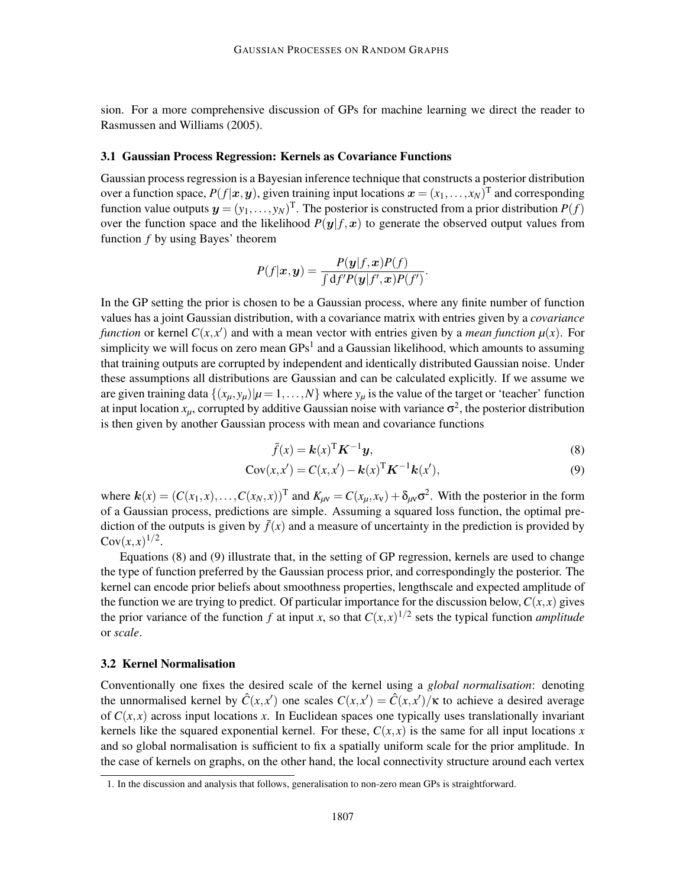sion. For a more comprehensive discussion of GPs for machine learning we direct the reader to Rasmussen and Williams (2005).

### 3.1 Gaussian Process Regression: Kernels as Covariance Functions

Gaussian process regression is a Bayesian inference technique that constructs a posterior distribution over a function space, $P(f|\boldsymbol{x}, \boldsymbol{y})$, given training input locations $\boldsymbol{x} = (x_1, \ldots, x_N)^{\mathrm{T}}$ and corresponding function value outputs $\boldsymbol{y} = (y_1, \ldots, y_N)^{\mathrm{T}}$. The posterior is constructed from a prior distribution $P(f)$ over the function space and the likelihood $P(\boldsymbol{y}|f, \boldsymbol{x})$ to generate the observed output values from function $f$ by using Bayes' theorem

$$P(f|\boldsymbol{x}, \boldsymbol{y}) = \frac{P(\boldsymbol{y}|f, \boldsymbol{x})P(f)}{\int \mathrm{d}f' P(\boldsymbol{y}|f', \boldsymbol{x})P(f')}.$$

In the GP setting the prior is chosen to be a Gaussian process, where any finite number of function values has a joint Gaussian distribution, with a covariance matrix with entries given by a *covariance function* or kernel $C(x, x')$ and with a mean vector with entries given by a *mean function* $\mu(x)$. For simplicity we will focus on zero mean GPs[1] and a Gaussian likelihood, which amounts to assuming that training outputs are corrupted by independent and identically distributed Gaussian noise. Under these assumptions all distributions are Gaussian and can be calculated explicitly. If we assume we are given training data $\{(x_\mu, y_\mu)|\mu = 1, \ldots, N\}$ where $y_\mu$ is the value of the target or 'teacher' function at input location $x_\mu$, corrupted by additive Gaussian noise with variance $\sigma^2$, the posterior distribution is then given by another Gaussian process with mean and covariance functions

$$\bar{f}(x) = \boldsymbol{k}(x)^{\mathrm{T}} \boldsymbol{K}^{-1} \boldsymbol{y}, \tag{8}$$

$$\mathrm{Cov}(x, x') = C(x, x') - \boldsymbol{k}(x)^{\mathrm{T}} \boldsymbol{K}^{-1} \boldsymbol{k}(x'), \tag{9}$$

where $\boldsymbol{k}(x) = (C(x_1, x), \ldots, C(x_N, x))^{\mathrm{T}}$ and $K_{\mu\nu} = C(x_\mu, x_\nu) + \delta_{\mu\nu}\sigma^2$. With the posterior in the form of a Gaussian process, predictions are simple. Assuming a squared loss function, the optimal prediction of the outputs is given by $\bar{f}(x)$ and a measure of uncertainty in the prediction is provided by $\mathrm{Cov}(x, x)^{1/2}$.

Equations (8) and (9) illustrate that, in the setting of GP regression, kernels are used to change the type of function preferred by the Gaussian process prior, and correspondingly the posterior. The kernel can encode prior beliefs about smoothness properties, lengthscale and expected amplitude of the function we are trying to predict. Of particular importance for the discussion below, $C(x, x)$ gives the prior variance of the function $f$ at input $x$, so that $C(x, x)^{1/2}$ sets the typical function *amplitude* or *scale*.

### 3.2 Kernel Normalisation

Conventionally one fixes the desired scale of the kernel using a *global normalisation*: denoting the unnormalised kernel by $\hat{C}(x, x')$ one scales $C(x, x') = \hat{C}(x, x')/\kappa$ to achieve a desired average of $C(x, x)$ across input locations $x$. In Euclidean spaces one typically uses translationally invariant kernels like the squared exponential kernel. For these, $C(x, x)$ is the same for all input locations $x$ and so global normalisation is sufficient to fix a spatially uniform scale for the prior amplitude. In the case of kernels on graphs, on the other hand, the local connectivity structure around each vertex

[1] In the discussion and analysis that follows, generalisation to non-zero mean GPs is straightforward.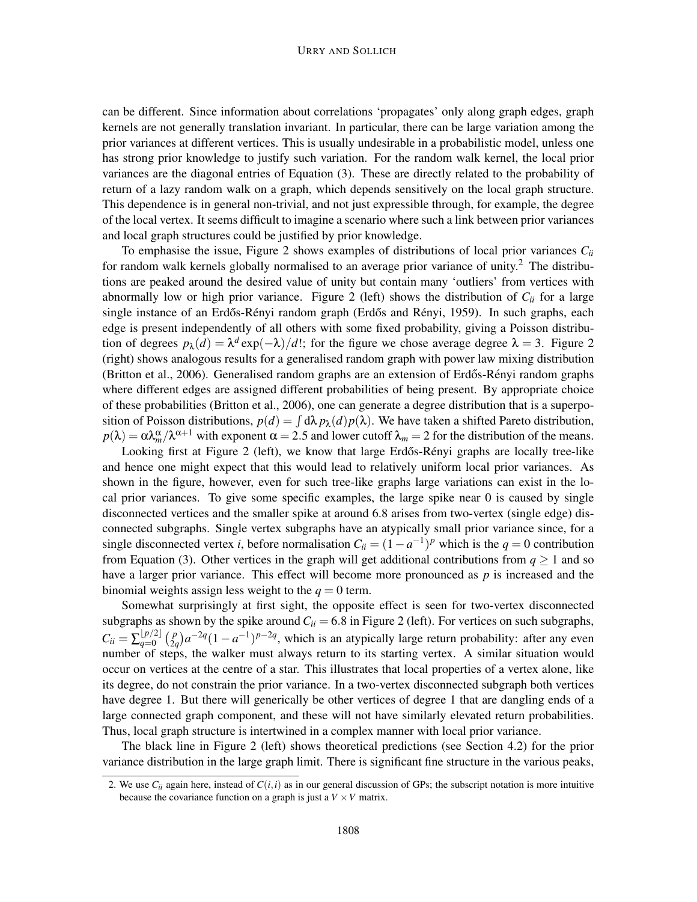can be different. Since information about correlations 'propagates' only along graph edges, graph kernels are not generally translation invariant. In particular, there can be large variation among the prior variances at different vertices. This is usually undesirable in a probabilistic model, unless one has strong prior knowledge to justify such variation. For the random walk kernel, the local prior variances are the diagonal entries of Equation (3). These are directly related to the probability of return of a lazy random walk on a graph, which depends sensitively on the local graph structure. This dependence is in general non-trivial, and not just expressible through, for example, the degree of the local vertex. It seems difficult to imagine a scenario where such a link between prior variances and local graph structures could be justified by prior knowledge.

To emphasise the issue, Figure 2 shows examples of distributions of local prior variances $C_{ii}$ for random walk kernels globally normalised to an average prior variance of unity.[2] The distributions are peaked around the desired value of unity but contain many 'outliers' from vertices with abnormally low or high prior variance. Figure 2 (left) shows the distribution of $C_{ii}$ for a large single instance of an Erdős-Rényi random graph (Erdős and Rényi, 1959). In such graphs, each edge is present independently of all others with some fixed probability, giving a Poisson distribution of degrees $p_\lambda(d) = \lambda^d \exp(-\lambda)/d!$; for the figure we chose average degree $\lambda = 3$. Figure 2 (right) shows analogous results for a generalised random graph with power law mixing distribution (Britton et al., 2006). Generalised random graphs are an extension of Erdős-Rényi random graphs where different edges are assigned different probabilities of being present. By appropriate choice of these probabilities (Britton et al., 2006), one can generate a degree distribution that is a superposition of Poisson distributions, $p(d) = \int d\lambda\, p_\lambda(d) p(\lambda)$. We have taken a shifted Pareto distribution, $p(\lambda) = \alpha\lambda_m^\alpha/\lambda^{\alpha+1}$ with exponent $\alpha = 2.5$ and lower cutoff $\lambda_m = 2$ for the distribution of the means.

Looking first at Figure 2 (left), we know that large Erdős-Rényi graphs are locally tree-like and hence one might expect that this would lead to relatively uniform local prior variances. As shown in the figure, however, even for such tree-like graphs large variations can exist in the local prior variances. To give some specific examples, the large spike near 0 is caused by single disconnected vertices and the smaller spike at around 6.8 arises from two-vertex (single edge) disconnected subgraphs. Single vertex subgraphs have an atypically small prior variance since, for a single disconnected vertex $i$, before normalisation $C_{ii} = (1-a^{-1})^p$ which is the $q = 0$ contribution from Equation (3). Other vertices in the graph will get additional contributions from $q \geq 1$ and so have a larger prior variance. This effect will become more pronounced as $p$ is increased and the binomial weights assign less weight to the $q = 0$ term.

Somewhat surprisingly at first sight, the opposite effect is seen for two-vertex disconnected subgraphs as shown by the spike around $C_{ii} = 6.8$ in Figure 2 (left). For vertices on such subgraphs, $C_{ii} = \sum_{q=0}^{\lfloor p/2 \rfloor} \binom{p}{2q} a^{-2q}(1-a^{-1})^{p-2q}$, which is an atypically large return probability: after any even number of steps, the walker must always return to its starting vertex. A similar situation would occur on vertices at the centre of a star. This illustrates that local properties of a vertex alone, like its degree, do not constrain the prior variance. In a two-vertex disconnected subgraph both vertices have degree 1. But there will generically be other vertices of degree 1 that are dangling ends of a large connected graph component, and these will not have similarly elevated return probabilities. Thus, local graph structure is intertwined in a complex manner with local prior variance.

The black line in Figure 2 (left) shows theoretical predictions (see Section 4.2) for the prior variance distribution in the large graph limit. There is significant fine structure in the various peaks,

2. We use $C_{ii}$ again here, instead of $C(i,i)$ as in our general discussion of GPs; the subscript notation is more intuitive because the covariance function on a graph is just a $V \times V$ matrix.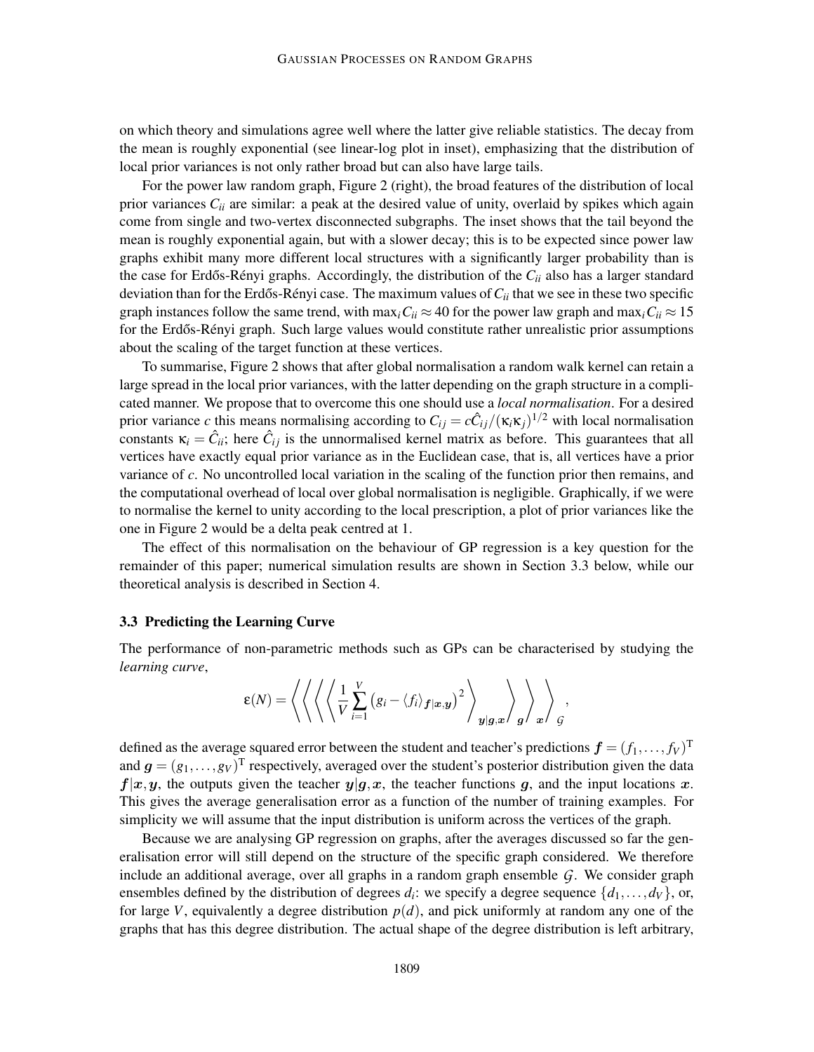on which theory and simulations agree well where the latter give reliable statistics. The decay from the mean is roughly exponential (see linear-log plot in inset), emphasizing that the distribution of local prior variances is not only rather broad but can also have large tails.

For the power law random graph, Figure 2 (right), the broad features of the distribution of local prior variances $C_{ii}$ are similar: a peak at the desired value of unity, overlaid by spikes which again come from single and two-vertex disconnected subgraphs. The inset shows that the tail beyond the mean is roughly exponential again, but with a slower decay; this is to be expected since power law graphs exhibit many more different local structures with a significantly larger probability than is the case for Erdős-Rényi graphs. Accordingly, the distribution of the $C_{ii}$ also has a larger standard deviation than for the Erdős-Rényi case. The maximum values of $C_{ii}$ that we see in these two specific graph instances follow the same trend, with $\max_i C_{ii} \approx 40$ for the power law graph and $\max_i C_{ii} \approx 15$ for the Erdős-Rényi graph. Such large values would constitute rather unrealistic prior assumptions about the scaling of the target function at these vertices.

To summarise, Figure 2 shows that after global normalisation a random walk kernel can retain a large spread in the local prior variances, with the latter depending on the graph structure in a complicated manner. We propose that to overcome this one should use a *local normalisation*. For a desired prior variance $c$ this means normalising according to $C_{ij} = c\hat{C}_{ij}/(\kappa_i\kappa_j)^{1/2}$ with local normalisation constants $\kappa_i = \hat{C}_{ii}$; here $\hat{C}_{ij}$ is the unnormalised kernel matrix as before. This guarantees that all vertices have exactly equal prior variance as in the Euclidean case, that is, all vertices have a prior variance of $c$. No uncontrolled local variation in the scaling of the function prior then remains, and the computational overhead of local over global normalisation is negligible. Graphically, if we were to normalise the kernel to unity according to the local prescription, a plot of prior variances like the one in Figure 2 would be a delta peak centred at 1.

The effect of this normalisation on the behaviour of GP regression is a key question for the remainder of this paper; numerical simulation results are shown in Section 3.3 below, while our theoretical analysis is described in Section 4.

### 3.3 Predicting the Learning Curve

The performance of non-parametric methods such as GPs can be characterised by studying the *learning curve*,

$$\varepsilon(N) = \left\langle \left\langle \left\langle \left\langle \frac{1}{V}\sum_{i=1}^{V} \left(g_i - \langle f_i \rangle_{\boldsymbol{f}|\boldsymbol{x},\boldsymbol{y}}\right)^2 \right\rangle_{\boldsymbol{y}|\boldsymbol{g},\boldsymbol{x}} \right\rangle_{\boldsymbol{g}} \right\rangle_{\boldsymbol{x}} \right\rangle_{\mathcal{G}},$$

defined as the average squared error between the student and teacher's predictions $\boldsymbol{f} = (f_1,\ldots,f_V)^{\mathrm{T}}$ and $\boldsymbol{g} = (g_1,\ldots,g_V)^{\mathrm{T}}$ respectively, averaged over the student's posterior distribution given the data $\boldsymbol{f}|\boldsymbol{x},\boldsymbol{y}$, the outputs given the teacher $\boldsymbol{y}|\boldsymbol{g},\boldsymbol{x}$, the teacher functions $\boldsymbol{g}$, and the input locations $\boldsymbol{x}$. This gives the average generalisation error as a function of the number of training examples. For simplicity we will assume that the input distribution is uniform across the vertices of the graph.

Because we are analysing GP regression on graphs, after the averages discussed so far the generalisation error will still depend on the structure of the specific graph considered. We therefore include an additional average, over all graphs in a random graph ensemble $\mathcal{G}$. We consider graph ensembles defined by the distribution of degrees $d_i$: we specify a degree sequence $\{d_1,\ldots,d_V\}$, or, for large $V$, equivalently a degree distribution $p(d)$, and pick uniformly at random any one of the graphs that has this degree distribution. The actual shape of the degree distribution is left arbitrary,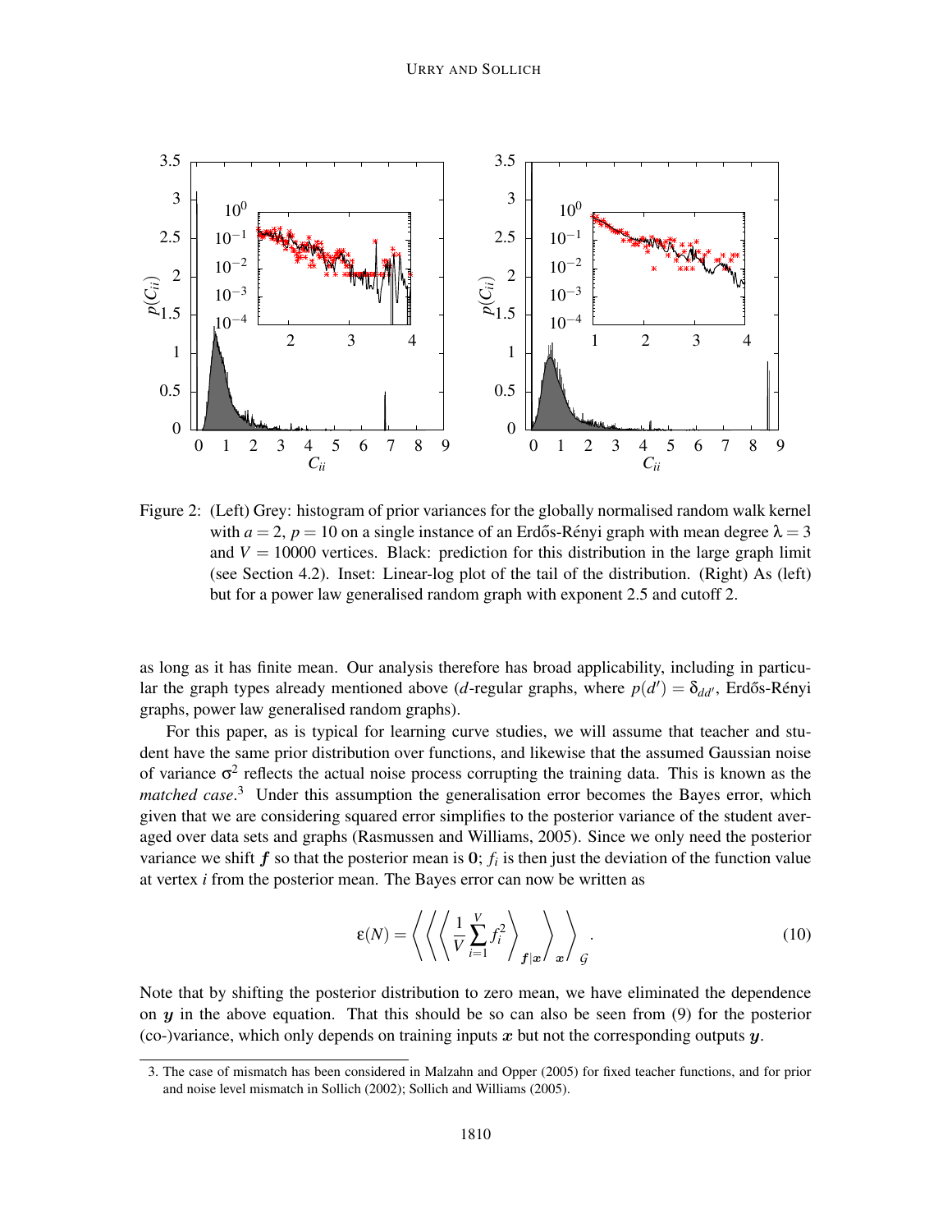Figure 2: (Left) Grey: histogram of prior variances for the globally normalised random walk kernel with $a = 2$, $p = 10$ on a single instance of an Erdős-Rényi graph with mean degree $\lambda = 3$ and $V = 10000$ vertices. Black: prediction for this distribution in the large graph limit (see Section 4.2). Inset: Linear-log plot of the tail of the distribution. (Right) As (left) but for a power law generalised random graph with exponent 2.5 and cutoff 2.

as long as it has finite mean. Our analysis therefore has broad applicability, including in particular the graph types already mentioned above ($d$-regular graphs, where $p(d') = \delta_{dd'}$, Erdős-Rényi graphs, power law generalised random graphs).

For this paper, as is typical for learning curve studies, we will assume that teacher and student have the same prior distribution over functions, and likewise that the assumed Gaussian noise of variance $\sigma^2$ reflects the actual noise process corrupting the training data. This is known as the *matched case*.[3] Under this assumption the generalisation error becomes the Bayes error, which given that we are considering squared error simplifies to the posterior variance of the student averaged over data sets and graphs (Rasmussen and Williams, 2005). Since we only need the posterior variance we shift $\boldsymbol{f}$ so that the posterior mean is $\mathbf{0}$; $f_i$ is then just the deviation of the function value at vertex $i$ from the posterior mean. The Bayes error can now be written as

$$\varepsilon(N) = \left\langle \left\langle \left\langle \frac{1}{V} \sum_{i=1}^{V} f_i^2 \right\rangle_{\boldsymbol{f}|\boldsymbol{x}} \right\rangle_{\boldsymbol{x}} \right\rangle_{\mathcal{G}} . \tag{10}$$

Note that by shifting the posterior distribution to zero mean, we have eliminated the dependence on $\boldsymbol{y}$ in the above equation. That this should be so can also be seen from (9) for the posterior (co-)variance, which only depends on training inputs $\boldsymbol{x}$ but not the corresponding outputs $\boldsymbol{y}$.

3. The case of mismatch has been considered in Malzahn and Opper (2005) for fixed teacher functions, and for prior and noise level mismatch in Sollich (2002); Sollich and Williams (2005).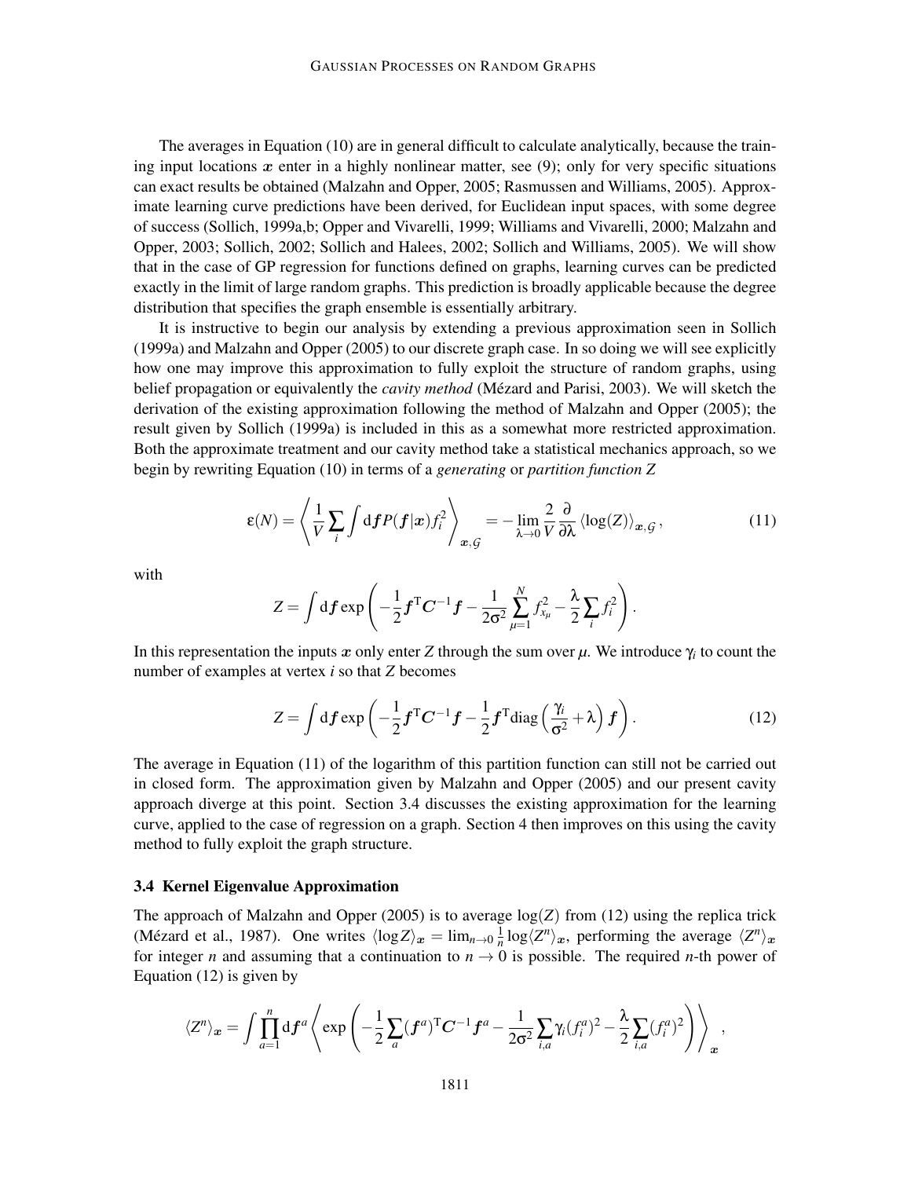The averages in Equation (10) are in general difficult to calculate analytically, because the training input locations $\boldsymbol{x}$ enter in a highly nonlinear matter, see (9); only for very specific situations can exact results be obtained (Malzahn and Opper, 2005; Rasmussen and Williams, 2005). Approximate learning curve predictions have been derived, for Euclidean input spaces, with some degree of success (Sollich, 1999a,b; Opper and Vivarelli, 1999; Williams and Vivarelli, 2000; Malzahn and Opper, 2003; Sollich, 2002; Sollich and Halees, 2002; Sollich and Williams, 2005). We will show that in the case of GP regression for functions defined on graphs, learning curves can be predicted exactly in the limit of large random graphs. This prediction is broadly applicable because the degree distribution that specifies the graph ensemble is essentially arbitrary.

It is instructive to begin our analysis by extending a previous approximation seen in Sollich (1999a) and Malzahn and Opper (2005) to our discrete graph case. In so doing we will see explicitly how one may improve this approximation to fully exploit the structure of random graphs, using belief propagation or equivalently the *cavity method* (Mézard and Parisi, 2003). We will sketch the derivation of the existing approximation following the method of Malzahn and Opper (2005); the result given by Sollich (1999a) is included in this as a somewhat more restricted approximation. Both the approximate treatment and our cavity method take a statistical mechanics approach, so we begin by rewriting Equation (10) in terms of a *generating* or *partition function* $Z$

$$\varepsilon(N) = \left\langle \frac{1}{V} \sum_i \int \mathrm{d}\boldsymbol{f} P(\boldsymbol{f}|\boldsymbol{x}) f_i^2 \right\rangle_{\boldsymbol{x},\mathcal{G}} = - \lim_{\lambda \to 0} \frac{2}{V} \frac{\partial}{\partial \lambda} \left\langle \log(Z) \right\rangle_{\boldsymbol{x},\mathcal{G}}, \tag{11}$$

with

$$Z = \int \mathrm{d}\boldsymbol{f} \exp\left( -\frac{1}{2} \boldsymbol{f}^{\mathrm{T}} \boldsymbol{C}^{-1} \boldsymbol{f} - \frac{1}{2\sigma^2} \sum_{\mu=1}^{N} f_{x_\mu}^2 - \frac{\lambda}{2} \sum_i f_i^2 \right).$$

In this representation the inputs $\boldsymbol{x}$ only enter $Z$ through the sum over $\mu$. We introduce $\gamma_i$ to count the number of examples at vertex $i$ so that $Z$ becomes

$$Z = \int \mathrm{d}\boldsymbol{f} \exp\left( -\frac{1}{2} \boldsymbol{f}^{\mathrm{T}} \boldsymbol{C}^{-1} \boldsymbol{f} - \frac{1}{2} \boldsymbol{f}^{\mathrm{T}} \mathrm{diag}\left( \frac{\gamma_i}{\sigma^2} + \lambda \right) \boldsymbol{f} \right). \tag{12}$$

The average in Equation (11) of the logarithm of this partition function can still not be carried out in closed form. The approximation given by Malzahn and Opper (2005) and our present cavity approach diverge at this point. Section 3.4 discusses the existing approximation for the learning curve, applied to the case of regression on a graph. Section 4 then improves on this using the cavity method to fully exploit the graph structure.

### 3.4 Kernel Eigenvalue Approximation

The approach of Malzahn and Opper (2005) is to average $\log(Z)$ from (12) using the replica trick (Mézard et al., 1987). One writes $\langle \log Z \rangle_{\boldsymbol{x}} = \lim_{n \to 0} \frac{1}{n} \log \langle Z^n \rangle_{\boldsymbol{x}}$, performing the average $\langle Z^n \rangle_{\boldsymbol{x}}$ for integer $n$ and assuming that a continuation to $n \to 0$ is possible. The required $n$-th power of Equation (12) is given by

$$\langle Z^n \rangle_{\boldsymbol{x}} = \int \prod_{a=1}^{n} \mathrm{d}\boldsymbol{f}^a \left\langle \exp\left( -\frac{1}{2} \sum_a (\boldsymbol{f}^a)^{\mathrm{T}} \boldsymbol{C}^{-1} \boldsymbol{f}^a - \frac{1}{2\sigma^2} \sum_{i,a} \gamma_i (f_i^a)^2 - \frac{\lambda}{2} \sum_{i,a} (f_i^a)^2 \right) \right\rangle_{\boldsymbol{x}},$$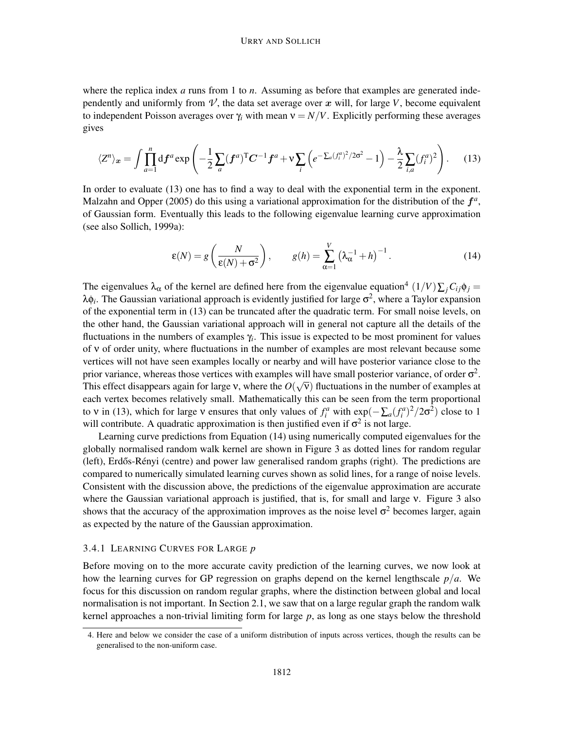where the replica index $a$ runs from 1 to $n$. Assuming as before that examples are generated independently and uniformly from $\mathcal{V}$, the data set average over $\boldsymbol{x}$ will, for large $V$, become equivalent to independent Poisson averages over $\gamma_i$ with mean $\nu = N/V$. Explicitly performing these averages gives

$$\langle Z^n \rangle_{\boldsymbol{x}} = \int \prod_{a=1}^{n} \mathrm{d}\boldsymbol{f}^a \exp\left( -\frac{1}{2} \sum_a (\boldsymbol{f}^a)^{\mathrm{T}} \boldsymbol{C}^{-1} \boldsymbol{f}^a + \nu \sum_i \left( e^{-\sum_a (f_i^a)^2/2\sigma^2} - 1 \right) - \frac{\lambda}{2} \sum_{i,a} (f_i^a)^2 \right). \quad (13)$$

In order to evaluate (13) one has to find a way to deal with the exponential term in the exponent. Malzahn and Opper (2005) do this using a variational approximation for the distribution of the $\boldsymbol{f}^a$, of Gaussian form. Eventually this leads to the following eigenvalue learning curve approximation (see also Sollich, 1999a):

$$\varepsilon(N) = g\left( \frac{N}{\varepsilon(N) + \sigma^2} \right), \qquad g(h) = \sum_{\alpha=1}^{V} \left( \lambda_\alpha^{-1} + h \right)^{-1}. \quad (14)$$

The eigenvalues $\lambda_\alpha$ of the kernel are defined here from the eigenvalue equation[4] $(1/V)\sum_j C_{ij}\phi_j = \lambda\phi_i$. The Gaussian variational approach is evidently justified for large $\sigma^2$, where a Taylor expansion of the exponential term in (13) can be truncated after the quadratic term. For small noise levels, on the other hand, the Gaussian variational approach will in general not capture all the details of the fluctuations in the numbers of examples $\gamma_i$. This issue is expected to be most prominent for values of $\nu$ of order unity, where fluctuations in the number of examples are most relevant because some vertices will not have seen examples locally or nearby and will have posterior variance close to the prior variance, whereas those vertices with examples will have small posterior variance, of order $\sigma^2$. This effect disappears again for large $\nu$, where the $O(\sqrt{\nu})$ fluctuations in the number of examples at each vertex becomes relatively small. Mathematically this can be seen from the term proportional to $\nu$ in (13), which for large $\nu$ ensures that only values of $f_i^a$ with $\exp(-\sum_a (f_i^a)^2/2\sigma^2)$ close to 1 will contribute. A quadratic approximation is then justified even if $\sigma^2$ is not large.

Learning curve predictions from Equation (14) using numerically computed eigenvalues for the globally normalised random walk kernel are shown in Figure 3 as dotted lines for random regular (left), Erdős-Rényi (centre) and power law generalised random graphs (right). The predictions are compared to numerically simulated learning curves shown as solid lines, for a range of noise levels. Consistent with the discussion above, the predictions of the eigenvalue approximation are accurate where the Gaussian variational approach is justified, that is, for small and large $\nu$. Figure 3 also shows that the accuracy of the approximation improves as the noise level $\sigma^2$ becomes larger, again as expected by the nature of the Gaussian approximation.

### 3.4.1 Learning Curves for Large $p$

Before moving on to the more accurate cavity prediction of the learning curves, we now look at how the learning curves for GP regression on graphs depend on the kernel lengthscale $p/a$. We focus for this discussion on random regular graphs, where the distinction between global and local normalisation is not important. In Section 2.1, we saw that on a large regular graph the random walk kernel approaches a non-trivial limiting form for large $p$, as long as one stays below the threshold

[4] Here and below we consider the case of a uniform distribution of inputs across vertices, though the results can be generalised to the non-uniform case.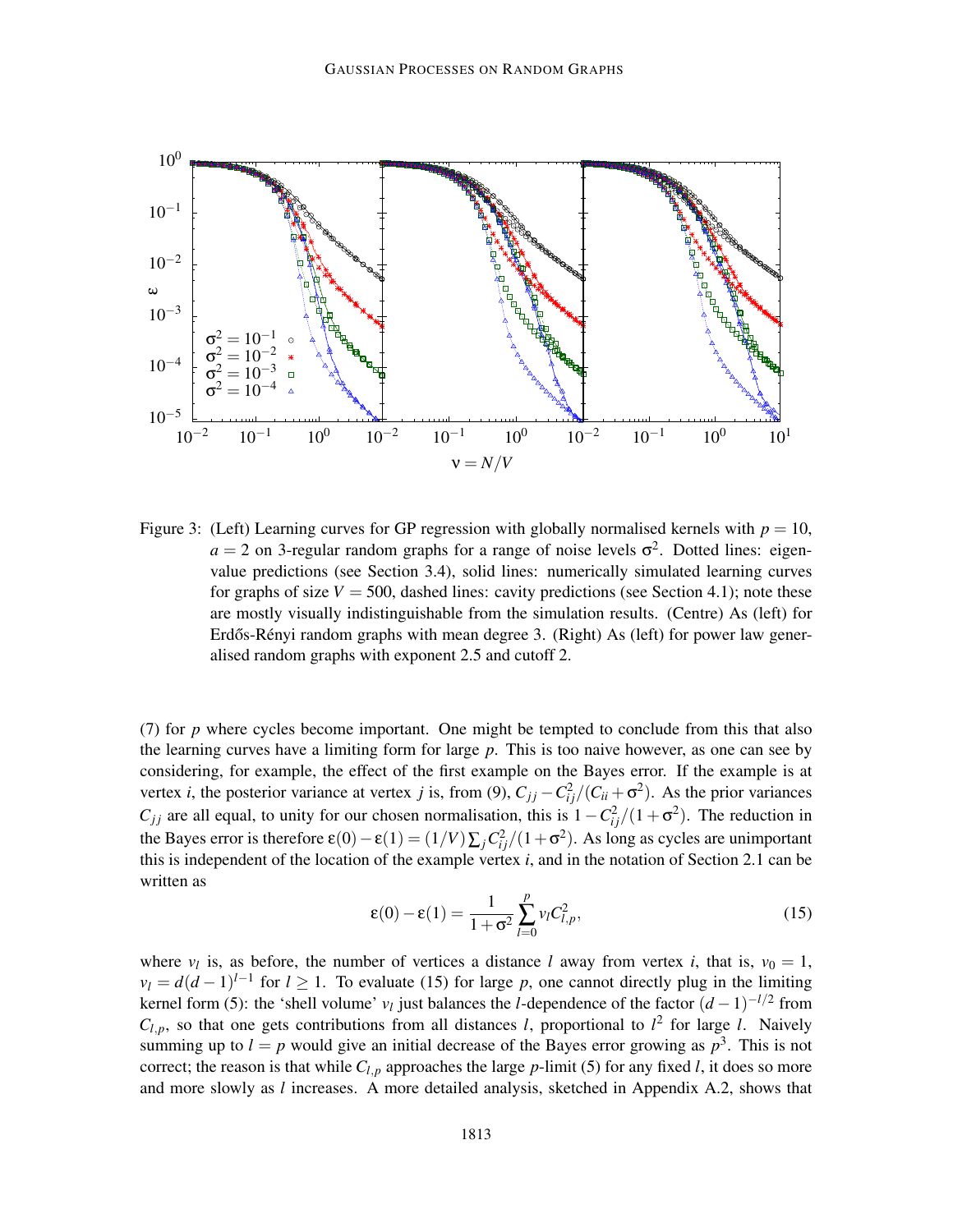Figure 3: (Left) Learning curves for GP regression with globally normalised kernels with $p = 10$, $a = 2$ on 3-regular random graphs for a range of noise levels $\sigma^2$. Dotted lines: eigenvalue predictions (see Section 3.4), solid lines: numerically simulated learning curves for graphs of size $V = 500$, dashed lines: cavity predictions (see Section 4.1); note these are mostly visually indistinguishable from the simulation results. (Centre) As (left) for Erdős-Rényi random graphs with mean degree 3. (Right) As (left) for power law generalised random graphs with exponent 2.5 and cutoff 2.

(7) for $p$ where cycles become important. One might be tempted to conclude from this that also the learning curves have a limiting form for large $p$. This is too naive however, as one can see by considering, for example, the effect of the first example on the Bayes error. If the example is at vertex $i$, the posterior variance at vertex $j$ is, from (9), $C_{jj} - C_{ij}^2/(C_{ii} + \sigma^2)$. As the prior variances $C_{jj}$ are all equal, to unity for our chosen normalisation, this is $1 - C_{ij}^2/(1 + \sigma^2)$. The reduction in the Bayes error is therefore $\varepsilon(0) - \varepsilon(1) = (1/V)\sum_j C_{ij}^2/(1+\sigma^2)$. As long as cycles are unimportant this is independent of the location of the example vertex $i$, and in the notation of Section 2.1 can be written as

$$\varepsilon(0) - \varepsilon(1) = \frac{1}{1+\sigma^2}\sum_{l=0}^{p} v_l C_{l,p}^2, \tag{15}$$

where $v_l$ is, as before, the number of vertices a distance $l$ away from vertex $i$, that is, $v_0 = 1$, $v_l = d(d-1)^{l-1}$ for $l \geq 1$. To evaluate (15) for large $p$, one cannot directly plug in the limiting kernel form (5): the 'shell volume' $v_l$ just balances the $l$-dependence of the factor $(d-1)^{-l/2}$ from $C_{l,p}$, so that one gets contributions from all distances $l$, proportional to $l^2$ for large $l$. Naively summing up to $l = p$ would give an initial decrease of the Bayes error growing as $p^3$. This is not correct; the reason is that while $C_{l,p}$ approaches the large $p$-limit (5) for any fixed $l$, it does so more and more slowly as $l$ increases. A more detailed analysis, sketched in Appendix A.2, shows that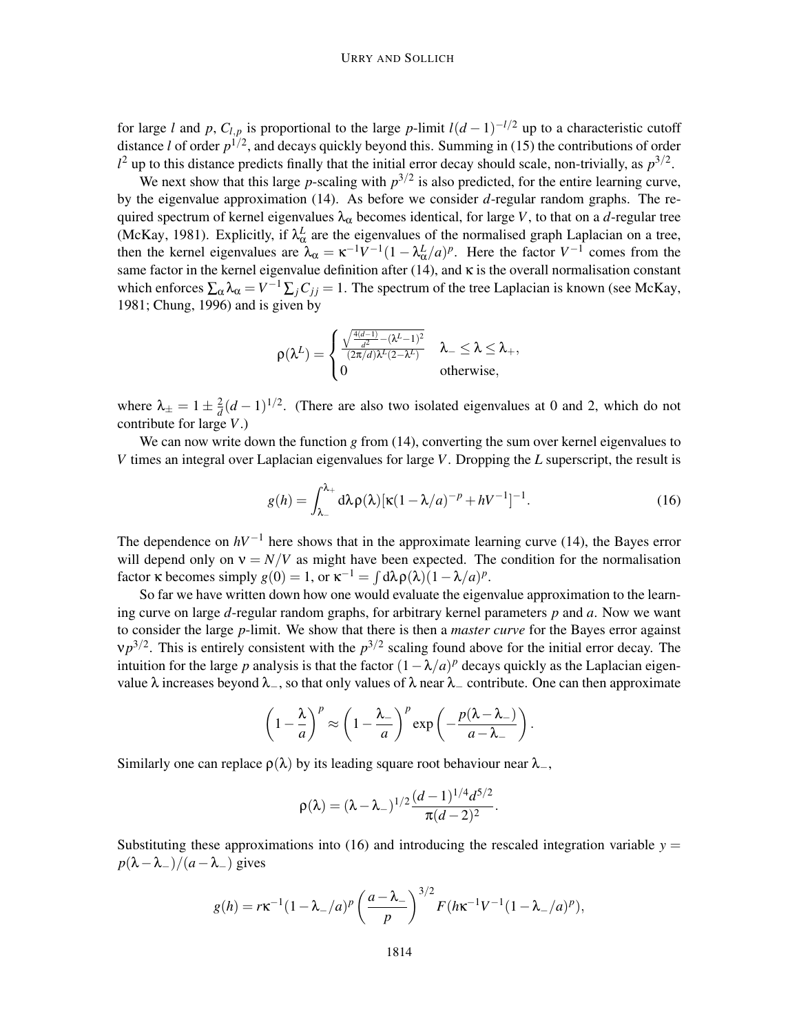for large $l$ and $p$, $C_{l,p}$ is proportional to the large $p$-limit $l(d-1)^{-l/2}$ up to a characteristic cutoff distance $l$ of order $p^{1/2}$, and decays quickly beyond this. Summing in (15) the contributions of order $l^2$ up to this distance predicts finally that the initial error decay should scale, non-trivially, as $p^{3/2}$.

We next show that this large $p$-scaling with $p^{3/2}$ is also predicted, for the entire learning curve, by the eigenvalue approximation (14). As before we consider $d$-regular random graphs. The required spectrum of kernel eigenvalues $\lambda_\alpha$ becomes identical, for large $V$, to that on a $d$-regular tree (McKay, 1981). Explicitly, if $\lambda_\alpha^L$ are the eigenvalues of the normalised graph Laplacian on a tree, then the kernel eigenvalues are $\lambda_\alpha = \kappa^{-1}V^{-1}(1-\lambda_\alpha^L/a)^p$. Here the factor $V^{-1}$ comes from the same factor in the kernel eigenvalue definition after (14), and $\kappa$ is the overall normalisation constant which enforces $\sum_\alpha \lambda_\alpha = V^{-1}\sum_j C_{jj} = 1$. The spectrum of the tree Laplacian is known (see McKay, 1981; Chung, 1996) and is given by

$$\rho(\lambda^L) = \begin{cases} \frac{\sqrt{\frac{4(d-1)}{d^2}-(\lambda^L-1)^2}}{(2\pi/d)\lambda^L(2-\lambda^L)} & \lambda_- \leq \lambda \leq \lambda_+, \\ 0 & \text{otherwise,} \end{cases}$$

where $\lambda_\pm = 1 \pm \frac{2}{d}(d-1)^{1/2}$. (There are also two isolated eigenvalues at 0 and 2, which do not contribute for large $V$.)

We can now write down the function $g$ from (14), converting the sum over kernel eigenvalues to $V$ times an integral over Laplacian eigenvalues for large $V$. Dropping the $L$ superscript, the result is

$$g(h) = \int_{\lambda_-}^{\lambda_+} d\lambda\, \rho(\lambda)[\kappa(1-\lambda/a)^{-p} + hV^{-1}]^{-1}. \tag{16}$$

The dependence on $hV^{-1}$ here shows that in the approximate learning curve (14), the Bayes error will depend only on $\nu = N/V$ as might have been expected. The condition for the normalisation factor $\kappa$ becomes simply $g(0) = 1$, or $\kappa^{-1} = \int d\lambda\, \rho(\lambda)(1-\lambda/a)^p$.

So far we have written down how one would evaluate the eigenvalue approximation to the learning curve on large $d$-regular random graphs, for arbitrary kernel parameters $p$ and $a$. Now we want to consider the large $p$-limit. We show that there is then a *master curve* for the Bayes error against $\nu p^{3/2}$. This is entirely consistent with the $p^{3/2}$ scaling found above for the initial error decay. The intuition for the large $p$ analysis is that the factor $(1-\lambda/a)^p$ decays quickly as the Laplacian eigenvalue $\lambda$ increases beyond $\lambda_-$, so that only values of $\lambda$ near $\lambda_-$ contribute. One can then approximate

$$\left(1-\frac{\lambda}{a}\right)^p \approx \left(1-\frac{\lambda_-}{a}\right)^p \exp\left(-\frac{p(\lambda-\lambda_-)}{a-\lambda_-}\right).$$

Similarly one can replace $\rho(\lambda)$ by its leading square root behaviour near $\lambda_-$,

$$\rho(\lambda) = (\lambda-\lambda_-)^{1/2}\frac{(d-1)^{1/4}d^{5/2}}{\pi(d-2)^2}.$$

Substituting these approximations into (16) and introducing the rescaled integration variable $y = p(\lambda-\lambda_-)/(a-\lambda_-)$ gives

$$g(h) = r\kappa^{-1}(1-\lambda_-/a)^p\left(\frac{a-\lambda_-}{p}\right)^{3/2} F(h\kappa^{-1}V^{-1}(1-\lambda_-/a)^p),$$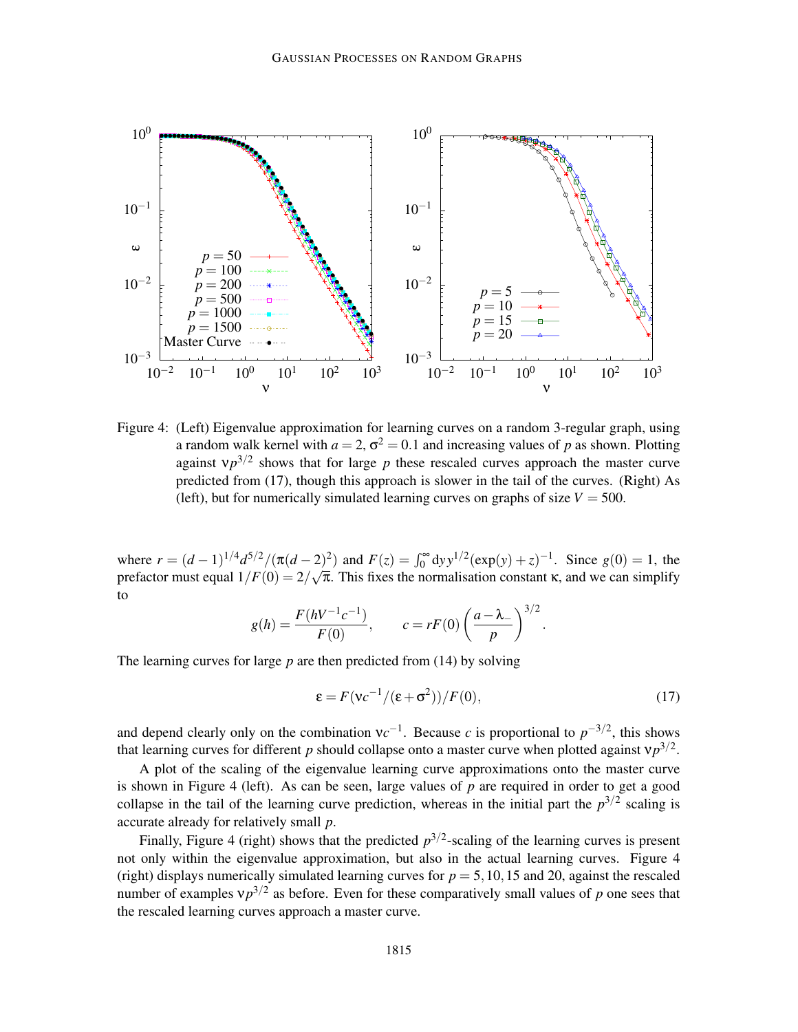Figure 4: (Left) Eigenvalue approximation for learning curves on a random 3-regular graph, using a random walk kernel with $a = 2$, $\sigma^2 = 0.1$ and increasing values of $p$ as shown. Plotting against $\nu p^{3/2}$ shows that for large $p$ these rescaled curves approach the master curve predicted from (17), though this approach is slower in the tail of the curves. (Right) As (left), but for numerically simulated learning curves on graphs of size $V = 500$.

where $r = (d-1)^{1/4} d^{5/2}/(\pi(d-2)^2)$ and $F(z) = \int_0^\infty dy\, y^{1/2}(\exp(y)+z)^{-1}$. Since $g(0) = 1$, the prefactor must equal $1/F(0) = 2/\sqrt{\pi}$. This fixes the normalisation constant $\kappa$, and we can simplify to

$$g(h) = \frac{F(hV^{-1}c^{-1})}{F(0)}, \qquad c = rF(0)\left(\frac{a-\lambda_-}{p}\right)^{3/2}.$$

The learning curves for large $p$ are then predicted from (14) by solving

$$\epsilon = F(\nu c^{-1}/(\epsilon + \sigma^2))/F(0), \tag{17}$$

and depend clearly only on the combination $\nu c^{-1}$. Because $c$ is proportional to $p^{-3/2}$, this shows that learning curves for different $p$ should collapse onto a master curve when plotted against $\nu p^{3/2}$.

A plot of the scaling of the eigenvalue learning curve approximations onto the master curve is shown in Figure 4 (left). As can be seen, large values of $p$ are required in order to get a good collapse in the tail of the learning curve prediction, whereas in the initial part the $p^{3/2}$ scaling is accurate already for relatively small $p$.

Finally, Figure 4 (right) shows that the predicted $p^{3/2}$-scaling of the learning curves is present not only within the eigenvalue approximation, but also in the actual learning curves. Figure 4 (right) displays numerically simulated learning curves for $p = 5, 10, 15$ and 20, against the rescaled number of examples $\nu p^{3/2}$ as before. Even for these comparatively small values of $p$ one sees that the rescaled learning curves approach a master curve.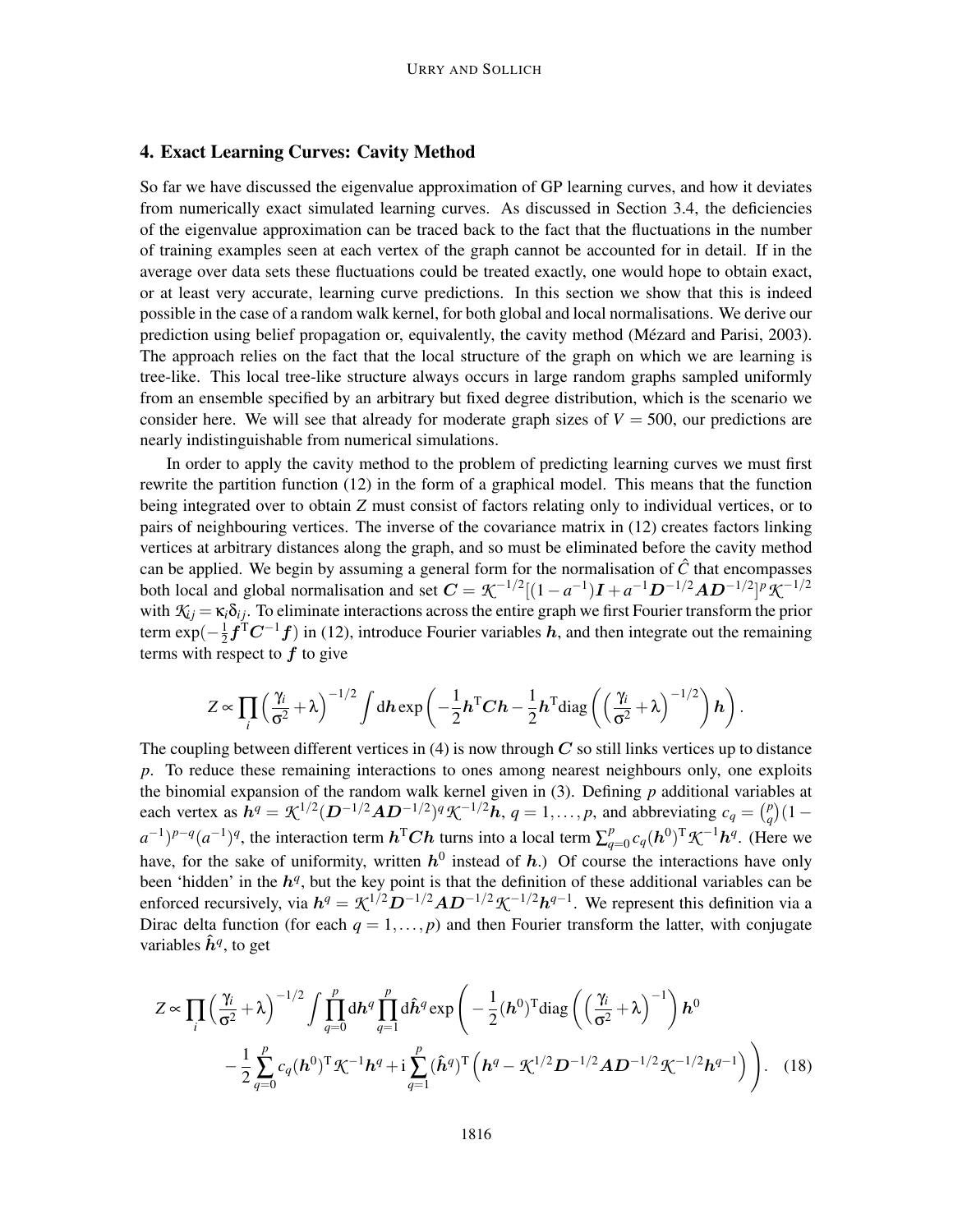## 4. Exact Learning Curves: Cavity Method

So far we have discussed the eigenvalue approximation of GP learning curves, and how it deviates from numerically exact simulated learning curves. As discussed in Section 3.4, the deficiencies of the eigenvalue approximation can be traced back to the fact that the fluctuations in the number of training examples seen at each vertex of the graph cannot be accounted for in detail. If in the average over data sets these fluctuations could be treated exactly, one would hope to obtain exact, or at least very accurate, learning curve predictions. In this section we show that this is indeed possible in the case of a random walk kernel, for both global and local normalisations. We derive our prediction using belief propagation or, equivalently, the cavity method (Mézard and Parisi, 2003). The approach relies on the fact that the local structure of the graph on which we are learning is tree-like. This local tree-like structure always occurs in large random graphs sampled uniformly from an ensemble specified by an arbitrary but fixed degree distribution, which is the scenario we consider here. We will see that already for moderate graph sizes of $V = 500$, our predictions are nearly indistinguishable from numerical simulations.

In order to apply the cavity method to the problem of predicting learning curves we must first rewrite the partition function (12) in the form of a graphical model. This means that the function being integrated over to obtain $Z$ must consist of factors relating only to individual vertices, or to pairs of neighbouring vertices. The inverse of the covariance matrix in (12) creates factors linking vertices at arbitrary distances along the graph, and so must be eliminated before the cavity method can be applied. We begin by assuming a general form for the normalisation of $\hat{C}$ that encompasses both local and global normalisation and set $\boldsymbol{C} = \mathcal{K}^{-1/2}[(1-a^{-1})\boldsymbol{I} + a^{-1}\boldsymbol{D}^{-1/2}\boldsymbol{A}\boldsymbol{D}^{-1/2}]^p\mathcal{K}^{-1/2}$ with $\mathcal{K}_{ij} = \kappa_i\delta_{ij}$. To eliminate interactions across the entire graph we first Fourier transform the prior term $\exp(-\frac{1}{2}\boldsymbol{f}^{\mathrm{T}}\boldsymbol{C}^{-1}\boldsymbol{f})$ in (12), introduce Fourier variables $\boldsymbol{h}$, and then integrate out the remaining terms with respect to $\boldsymbol{f}$ to give

$$Z \propto \prod_i \left(\frac{\gamma_i}{\sigma^2} + \lambda\right)^{-1/2} \int \mathrm{d}\boldsymbol{h} \exp\left(-\frac{1}{2}\boldsymbol{h}^{\mathrm{T}}\boldsymbol{C}\boldsymbol{h} - \frac{1}{2}\boldsymbol{h}^{\mathrm{T}}\mathrm{diag}\left(\left(\frac{\gamma_i}{\sigma^2} + \lambda\right)^{-1/2}\right)\boldsymbol{h}\right).$$

The coupling between different vertices in (4) is now through $\boldsymbol{C}$ so still links vertices up to distance $p$. To reduce these remaining interactions to ones among nearest neighbours only, one exploits the binomial expansion of the random walk kernel given in (3). Defining $p$ additional variables at each vertex as $\boldsymbol{h}^q = \mathcal{K}^{1/2}(\boldsymbol{D}^{-1/2}\boldsymbol{A}\boldsymbol{D}^{-1/2})^q\mathcal{K}^{-1/2}\boldsymbol{h}$, $q = 1, \ldots, p$, and abbreviating $c_q = \binom{p}{q}(1-a^{-1})^{p-q}(a^{-1})^q$, the interaction term $\boldsymbol{h}^{\mathrm{T}}\boldsymbol{C}\boldsymbol{h}$ turns into a local term $\sum_{q=0}^{p} c_q(\boldsymbol{h}^0)^{\mathrm{T}}\mathcal{K}^{-1}\boldsymbol{h}^q$. (Here we have, for the sake of uniformity, written $\boldsymbol{h}^0$ instead of $\boldsymbol{h}$.) Of course the interactions have only been 'hidden' in the $\boldsymbol{h}^q$, but the key point is that the definition of these additional variables can be enforced recursively, via $\boldsymbol{h}^q = \mathcal{K}^{1/2}\boldsymbol{D}^{-1/2}\boldsymbol{A}\boldsymbol{D}^{-1/2}\mathcal{K}^{-1/2}\boldsymbol{h}^{q-1}$. We represent this definition via a Dirac delta function (for each $q = 1, \ldots, p$) and then Fourier transform the latter, with conjugate variables $\hat{\boldsymbol{h}}^q$, to get

$$Z \propto \prod_i \left(\frac{\gamma_i}{\sigma^2} + \lambda\right)^{-1/2} \int \prod_{q=0}^{p} \mathrm{d}\boldsymbol{h}^q \prod_{q=1}^{p} \mathrm{d}\hat{\boldsymbol{h}}^q \exp\Bigg(-\frac{1}{2}(\boldsymbol{h}^0)^{\mathrm{T}}\mathrm{diag}\left(\left(\frac{\gamma_i}{\sigma^2} + \lambda\right)^{-1}\right)\boldsymbol{h}^0$$
$$- \frac{1}{2}\sum_{q=0}^{p} c_q(\boldsymbol{h}^0)^{\mathrm{T}}\mathcal{K}^{-1}\boldsymbol{h}^q + \mathrm{i}\sum_{q=1}^{p}(\hat{\boldsymbol{h}}^q)^{\mathrm{T}}\left(\boldsymbol{h}^q - \mathcal{K}^{1/2}\boldsymbol{D}^{-1/2}\boldsymbol{A}\boldsymbol{D}^{-1/2}\mathcal{K}^{-1/2}\boldsymbol{h}^{q-1}\right)\Bigg). \quad (18)$$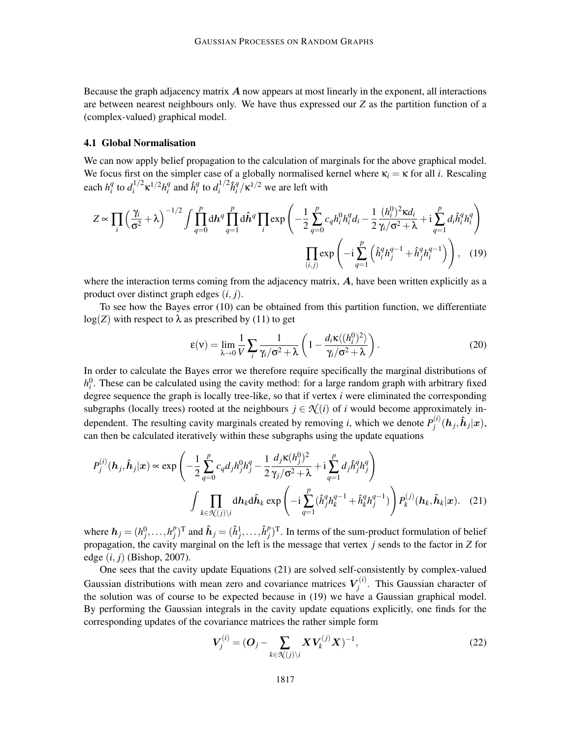Because the graph adjacency matrix $\boldsymbol{A}$ now appears at most linearly in the exponent, all interactions are between nearest neighbours only. We have thus expressed our $Z$ as the partition function of a (complex-valued) graphical model.

### 4.1 Global Normalisation

We can now apply belief propagation to the calculation of marginals for the above graphical model. We focus first on the simpler case of a globally normalised kernel where $\kappa_i = \kappa$ for all $i$. Rescaling each $h_i^q$ to $d_i^{1/2}\kappa^{1/2}h_i^q$ and $\hat{h}_i^q$ to $d_i^{1/2}\hat{h}_i^q/\kappa^{1/2}$ we are left with

$$Z \propto \prod_i \left(\frac{\gamma_i}{\sigma^2}+\lambda\right)^{-1/2} \int \prod_{q=0}^{p} \mathrm{d}\boldsymbol{h}^q \prod_{q=1}^{p} \mathrm{d}\hat{\boldsymbol{h}}^q \prod_i \exp\left(-\frac{1}{2}\sum_{q=0}^{p} c_q h_i^0 h_i^q d_i - \frac{1}{2}\frac{(h_i^0)^2 \kappa d_i}{\gamma_i/\sigma^2+\lambda} + \mathrm{i}\sum_{q=1}^{p} d_i \hat{h}_i^q h_i^q\right)$$
$$\prod_{(i,j)} \exp\left(-\mathrm{i}\sum_{q=1}^{p}\left(\hat{h}_i^q h_j^{q-1} + \hat{h}_j^q h_i^{q-1}\right)\right), \quad (19)$$

where the interaction terms coming from the adjacency matrix, $\boldsymbol{A}$, have been written explicitly as a product over distinct graph edges $(i,j)$.

To see how the Bayes error (10) can be obtained from this partition function, we differentiate $\log(Z)$ with respect to $\lambda$ as prescribed by (11) to get

$$\varepsilon(\nu) = \lim_{\lambda\to 0} \frac{1}{V}\sum_i \frac{1}{\gamma_i/\sigma^2+\lambda}\left(1 - \frac{d_i \kappa \langle (h_i^0)^2 \rangle}{\gamma_i/\sigma^2+\lambda}\right). \quad (20)$$

In order to calculate the Bayes error we therefore require specifically the marginal distributions of $h_i^0$. These can be calculated using the cavity method: for a large random graph with arbitrary fixed degree sequence the graph is locally tree-like, so that if vertex $i$ were eliminated the corresponding subgraphs (locally trees) rooted at the neighbours $j \in \mathcal{N}(i)$ of $i$ would become approximately independent. The resulting cavity marginals created by removing $i$, which we denote $P_j^{(i)}(\boldsymbol{h}_j, \hat{\boldsymbol{h}}_j|\boldsymbol{x})$, can then be calculated iteratively within these subgraphs using the update equations

$$P_j^{(i)}(\boldsymbol{h}_j, \hat{\boldsymbol{h}}_j|\boldsymbol{x}) \propto \exp\left(-\frac{1}{2}\sum_{q=0}^{p} c_q d_j h_j^0 h_j^q - \frac{1}{2}\frac{d_j \kappa (h_j^0)^2}{\gamma_j/\sigma^2+\lambda} + \mathrm{i}\sum_{q=1}^{p} d_j \hat{h}_j^q h_j^q\right)$$
$$\int \prod_{k\in\mathcal{N}(j)\setminus i} \mathrm{d}\boldsymbol{h}_k \mathrm{d}\hat{\boldsymbol{h}}_k \exp\left(-\mathrm{i}\sum_{q=1}^{p}(\hat{h}_j^q h_k^{q-1} + \hat{h}_k^q h_j^{q-1})\right) P_k^{(j)}(\boldsymbol{h}_k, \hat{\boldsymbol{h}}_k|\boldsymbol{x}). \quad (21)$$

where $\boldsymbol{h}_j = (h_j^0, \ldots, h_j^p)^{\mathrm{T}}$ and $\hat{\boldsymbol{h}}_j = (\hat{h}_j^1, \ldots, \hat{h}_j^p)^{\mathrm{T}}$. In terms of the sum-product formulation of belief propagation, the cavity marginal on the left is the message that vertex $j$ sends to the factor in $Z$ for edge $(i,j)$ (Bishop, 2007).

One sees that the cavity update Equations (21) are solved self-consistently by complex-valued Gaussian distributions with mean zero and covariance matrices $\boldsymbol{V}_j^{(i)}$. This Gaussian character of the solution was of course to be expected because in (19) we have a Gaussian graphical model. By performing the Gaussian integrals in the cavity update equations explicitly, one finds for the corresponding updates of the covariance matrices the rather simple form

$$\boldsymbol{V}_j^{(i)} = (\boldsymbol{O}_j - \sum_{k\in\mathcal{N}(j)\setminus i} \boldsymbol{X}\boldsymbol{V}_k^{(j)}\boldsymbol{X})^{-1}, \quad (22)$$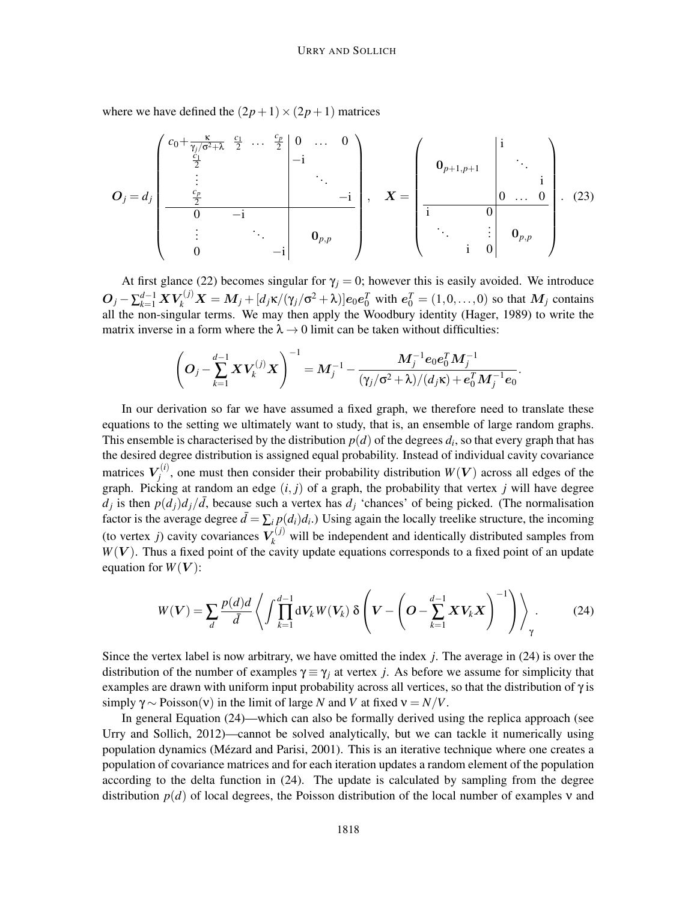where we have defined the $(2p+1)\times(2p+1)$ matrices

$$
\boldsymbol{O}_j = d_j \left(\begin{array}{cccc|ccc}
c_0+\frac{\kappa}{\gamma_j/\sigma^2+\lambda} & \frac{c_1}{2} & \cdots & \frac{c_p}{2} & 0 & \cdots & 0 \\
\frac{c_1}{2} & & & & -\mathrm{i} & & \\
\vdots & & & & & \ddots & \\
\frac{c_p}{2} & & & & & & -\mathrm{i} \\
\hline
0 & -\mathrm{i} & & & & & \\
\vdots & & \ddots & & & \mathbf{0}_{p,p} & \\
0 & & & -\mathrm{i} & & &
\end{array}\right), \quad
\boldsymbol{X} = \left(\begin{array}{ccc|ccc}
 & & & \mathrm{i} & & \\
 & \mathbf{0}_{p+1,p+1} & & & \ddots & \\
 & & & & & \mathrm{i} \\
 & & & 0 & \ldots & 0 \\
\hline
\mathrm{i} & & 0 & & & \\
 & \ddots & \vdots & & \mathbf{0}_{p,p} & \\
 & \mathrm{i} & 0 & & &
\end{array}\right). \quad (23)
$$

At first glance (22) becomes singular for $\gamma_j = 0$; however this is easily avoided. We introduce $\boldsymbol{O}_j - \sum_{k=1}^{d-1} \boldsymbol{X}\boldsymbol{V}_k^{(j)}\boldsymbol{X} = \boldsymbol{M}_j + [d_j\kappa/(\gamma_j/\sigma^2+\lambda)]\boldsymbol{e}_0\boldsymbol{e}_0^T$ with $\boldsymbol{e}_0^T = (1,0,\ldots,0)$ so that $\boldsymbol{M}_j$ contains all the non-singular terms. We may then apply the Woodbury identity (Hager, 1989) to write the matrix inverse in a form where the $\lambda \to 0$ limit can be taken without difficulties:

$$
\left(\boldsymbol{O}_j - \sum_{k=1}^{d-1} \boldsymbol{X}\boldsymbol{V}_k^{(j)}\boldsymbol{X}\right)^{-1} = \boldsymbol{M}_j^{-1} - \frac{\boldsymbol{M}_j^{-1}\boldsymbol{e}_0\boldsymbol{e}_0^T\boldsymbol{M}_j^{-1}}{(\gamma_j/\sigma^2+\lambda)/(d_j\kappa) + \boldsymbol{e}_0^T\boldsymbol{M}_j^{-1}\boldsymbol{e}_0}.
$$

In our derivation so far we have assumed a fixed graph, we therefore need to translate these equations to the setting we ultimately want to study, that is, an ensemble of large random graphs. This ensemble is characterised by the distribution $p(d)$ of the degrees $d_i$, so that every graph that has the desired degree distribution is assigned equal probability. Instead of individual cavity covariance matrices $\boldsymbol{V}_j^{(i)}$, one must then consider their probability distribution $W(\boldsymbol{V})$ across all edges of the graph. Picking at random an edge $(i,j)$ of a graph, the probability that vertex $j$ will have degree $d_j$ is then $p(d_j)d_j/\bar{d}$, because such a vertex has $d_j$ 'chances' of being picked. (The normalisation factor is the average degree $\bar{d} = \sum_i p(d_i)d_i$.) Using again the locally treelike structure, the incoming (to vertex $j$) cavity covariances $\boldsymbol{V}_k^{(j)}$ will be independent and identically distributed samples from $W(\boldsymbol{V})$. Thus a fixed point of the cavity update equations corresponds to a fixed point of an update equation for $W(\boldsymbol{V})$:

$$
W(\boldsymbol{V}) = \sum_d \frac{p(d)d}{\bar{d}} \left\langle \int \prod_{k=1}^{d-1} \mathrm{d}\boldsymbol{V}_k\, W(\boldsymbol{V}_k)\, \delta\left(\boldsymbol{V} - \left(\boldsymbol{O} - \sum_{k=1}^{d-1} \boldsymbol{X}\boldsymbol{V}_k\boldsymbol{X}\right)^{-1}\right)\right\rangle_\gamma . \quad (24)
$$

Since the vertex label is now arbitrary, we have omitted the index $j$. The average in (24) is over the distribution of the number of examples $\gamma \equiv \gamma_j$ at vertex $j$. As before we assume for simplicity that examples are drawn with uniform input probability across all vertices, so that the distribution of $\gamma$ is simply $\gamma \sim \mathrm{Poisson}(\nu)$ in the limit of large $N$ and $V$ at fixed $\nu = N/V$.

In general Equation (24)—which can also be formally derived using the replica approach (see Urry and Sollich, 2012)—cannot be solved analytically, but we can tackle it numerically using population dynamics (Mézard and Parisi, 2001). This is an iterative technique where one creates a population of covariance matrices and for each iteration updates a random element of the population according to the delta function in (24). The update is calculated by sampling from the degree distribution $p(d)$ of local degrees, the Poisson distribution of the local number of examples $\nu$ and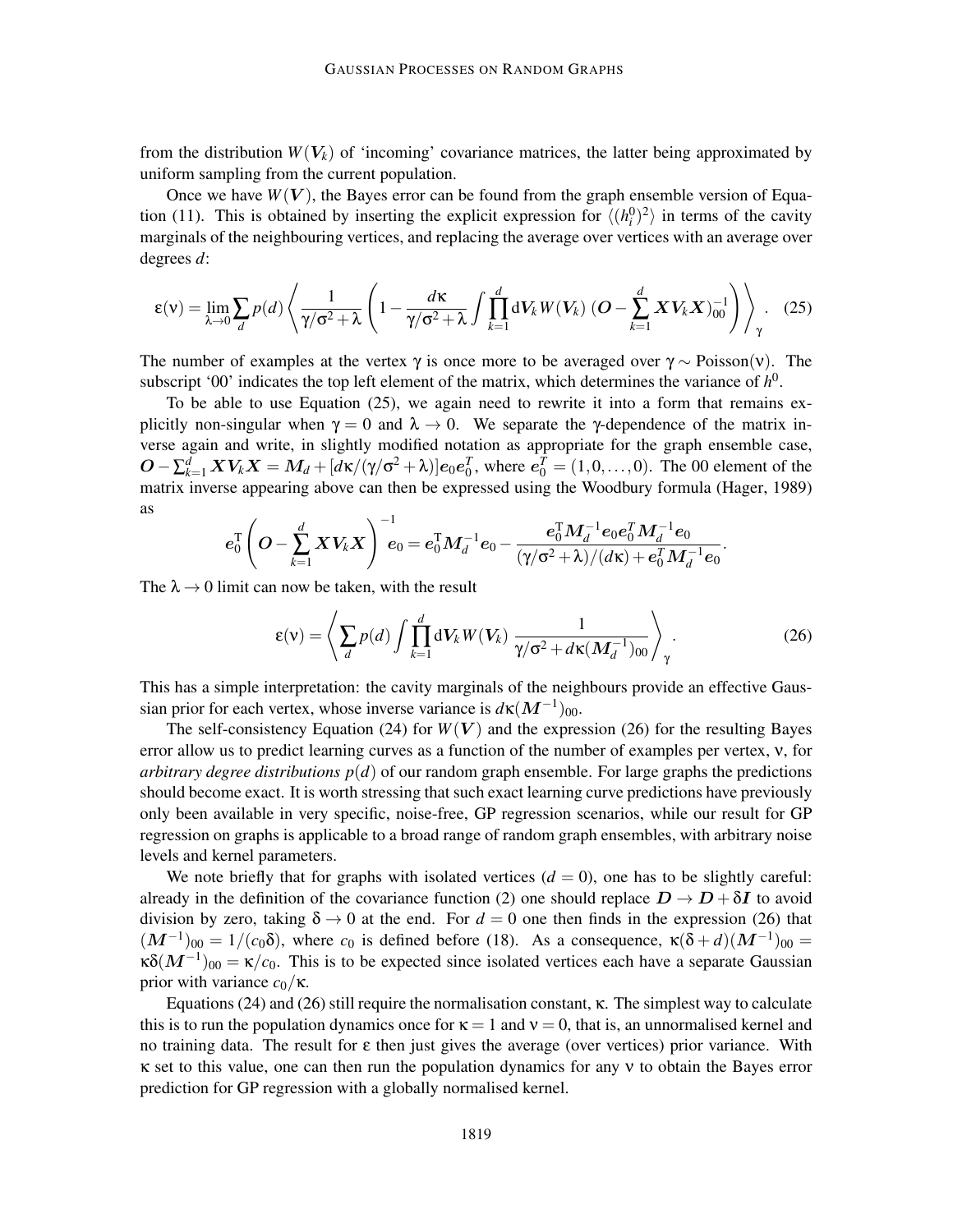from the distribution $W(\boldsymbol{V}_k)$ of 'incoming' covariance matrices, the latter being approximated by uniform sampling from the current population.

Once we have $W(\boldsymbol{V})$, the Bayes error can be found from the graph ensemble version of Equation (11). This is obtained by inserting the explicit expression for $\langle (h_i^0)^2 \rangle$ in terms of the cavity marginals of the neighbouring vertices, and replacing the average over vertices with an average over degrees $d$:

$$\varepsilon(\nu) = \lim_{\lambda \to 0} \sum_d p(d) \left\langle \frac{1}{\gamma/\sigma^2 + \lambda} \left( 1 - \frac{d\kappa}{\gamma/\sigma^2 + \lambda} \int \prod_{k=1}^{d} \mathrm{d}\boldsymbol{V}_k\, W(\boldsymbol{V}_k)\, (\boldsymbol{O} - \sum_{k=1}^{d} \boldsymbol{X}\boldsymbol{V}_k\boldsymbol{X})^{-1}_{00} \right) \right\rangle_\gamma . \quad (25)$$

The number of examples at the vertex $\gamma$ is once more to be averaged over $\gamma \sim \text{Poisson}(\nu)$. The subscript '00' indicates the top left element of the matrix, which determines the variance of $h^0$.

To be able to use Equation (25), we again need to rewrite it into a form that remains explicitly non-singular when $\gamma = 0$ and $\lambda \to 0$. We separate the $\gamma$-dependence of the matrix inverse again and write, in slightly modified notation as appropriate for the graph ensemble case, $\boldsymbol{O} - \sum_{k=1}^{d} \boldsymbol{X}\boldsymbol{V}_k\boldsymbol{X} = \boldsymbol{M}_d + [d\kappa/(\gamma/\sigma^2 + \lambda)]\boldsymbol{e}_0\boldsymbol{e}_0^T$, where $\boldsymbol{e}_0^T = (1, 0, \ldots, 0)$. The 00 element of the matrix inverse appearing above can then be expressed using the Woodbury formula (Hager, 1989) as

$$\boldsymbol{e}_0^{\mathrm{T}} \left( \boldsymbol{O} - \sum_{k=1}^{d} \boldsymbol{X}\boldsymbol{V}_k\boldsymbol{X} \right)^{-1} \boldsymbol{e}_0 = \boldsymbol{e}_0^{\mathrm{T}} \boldsymbol{M}_d^{-1} \boldsymbol{e}_0 - \frac{\boldsymbol{e}_0^{\mathrm{T}} \boldsymbol{M}_d^{-1} \boldsymbol{e}_0 \boldsymbol{e}_0^T \boldsymbol{M}_d^{-1} \boldsymbol{e}_0}{(\gamma/\sigma^2 + \lambda)/(d\kappa) + \boldsymbol{e}_0^T \boldsymbol{M}_d^{-1} \boldsymbol{e}_0}.$$

The $\lambda \to 0$ limit can now be taken, with the result

$$\varepsilon(\nu) = \left\langle \sum_d p(d) \int \prod_{k=1}^{d} \mathrm{d}\boldsymbol{V}_k\, W(\boldsymbol{V}_k)\, \frac{1}{\gamma/\sigma^2 + d\kappa(\boldsymbol{M}_d^{-1})_{00}} \right\rangle_\gamma . \quad (26)$$

This has a simple interpretation: the cavity marginals of the neighbours provide an effective Gaussian prior for each vertex, whose inverse variance is $d\kappa(\boldsymbol{M}^{-1})_{00}$.

The self-consistency Equation (24) for $W(\boldsymbol{V})$ and the expression (26) for the resulting Bayes error allow us to predict learning curves as a function of the number of examples per vertex, $\nu$, for *arbitrary degree distributions* $p(d)$ of our random graph ensemble. For large graphs the predictions should become exact. It is worth stressing that such exact learning curve predictions have previously only been available in very specific, noise-free, GP regression scenarios, while our result for GP regression on graphs is applicable to a broad range of random graph ensembles, with arbitrary noise levels and kernel parameters.

We note briefly that for graphs with isolated vertices ($d = 0$), one has to be slightly careful: already in the definition of the covariance function (2) one should replace $\boldsymbol{D} \to \boldsymbol{D} + \delta\boldsymbol{I}$ to avoid division by zero, taking $\delta \to 0$ at the end. For $d = 0$ one then finds in the expression (26) that $(\boldsymbol{M}^{-1})_{00} = 1/(c_0\delta)$, where $c_0$ is defined before (18). As a consequence, $\kappa(\delta + d)(\boldsymbol{M}^{-1})_{00} = \kappa\delta(\boldsymbol{M}^{-1})_{00} = \kappa/c_0$. This is to be expected since isolated vertices each have a separate Gaussian prior with variance $c_0/\kappa$.

Equations (24) and (26) still require the normalisation constant, $\kappa$. The simplest way to calculate this is to run the population dynamics once for $\kappa = 1$ and $\nu = 0$, that is, an unnormalised kernel and no training data. The result for $\varepsilon$ then just gives the average (over vertices) prior variance. With $\kappa$ set to this value, one can then run the population dynamics for any $\nu$ to obtain the Bayes error prediction for GP regression with a globally normalised kernel.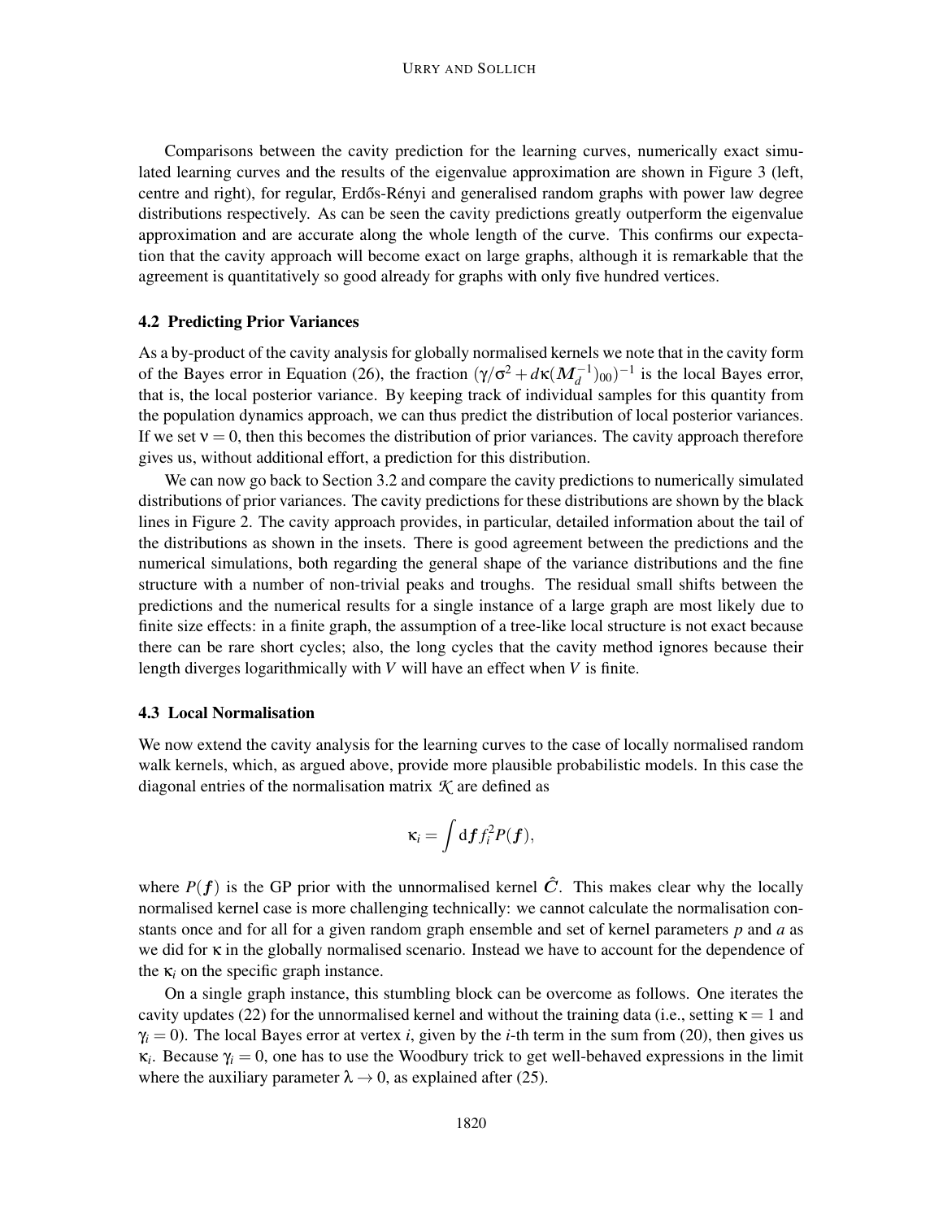Comparisons between the cavity prediction for the learning curves, numerically exact simulated learning curves and the results of the eigenvalue approximation are shown in Figure 3 (left, centre and right), for regular, Erdős-Rényi and generalised random graphs with power law degree distributions respectively. As can be seen the cavity predictions greatly outperform the eigenvalue approximation and are accurate along the whole length of the curve. This confirms our expectation that the cavity approach will become exact on large graphs, although it is remarkable that the agreement is quantitatively so good already for graphs with only five hundred vertices.

### 4.2 Predicting Prior Variances

As a by-product of the cavity analysis for globally normalised kernels we note that in the cavity form of the Bayes error in Equation (26), the fraction $(\gamma/\sigma^2 + d\kappa(\boldsymbol{M}_d^{-1})_{00})^{-1}$ is the local Bayes error, that is, the local posterior variance. By keeping track of individual samples for this quantity from the population dynamics approach, we can thus predict the distribution of local posterior variances. If we set $\nu = 0$, then this becomes the distribution of prior variances. The cavity approach therefore gives us, without additional effort, a prediction for this distribution.

We can now go back to Section 3.2 and compare the cavity predictions to numerically simulated distributions of prior variances. The cavity predictions for these distributions are shown by the black lines in Figure 2. The cavity approach provides, in particular, detailed information about the tail of the distributions as shown in the insets. There is good agreement between the predictions and the numerical simulations, both regarding the general shape of the variance distributions and the fine structure with a number of non-trivial peaks and troughs. The residual small shifts between the predictions and the numerical results for a single instance of a large graph are most likely due to finite size effects: in a finite graph, the assumption of a tree-like local structure is not exact because there can be rare short cycles; also, the long cycles that the cavity method ignores because their length diverges logarithmically with $V$ will have an effect when $V$ is finite.

### 4.3 Local Normalisation

We now extend the cavity analysis for the learning curves to the case of locally normalised random walk kernels, which, as argued above, provide more plausible probabilistic models. In this case the diagonal entries of the normalisation matrix $\mathcal{K}$ are defined as

$$\kappa_i = \int d\boldsymbol{f}\, f_i^2 P(\boldsymbol{f}),$$

where $P(\boldsymbol{f})$ is the GP prior with the unnormalised kernel $\hat{C}$. This makes clear why the locally normalised kernel case is more challenging technically: we cannot calculate the normalisation constants once and for all for a given random graph ensemble and set of kernel parameters $p$ and $a$ as we did for $\kappa$ in the globally normalised scenario. Instead we have to account for the dependence of the $\kappa_i$ on the specific graph instance.

On a single graph instance, this stumbling block can be overcome as follows. One iterates the cavity updates (22) for the unnormalised kernel and without the training data (i.e., setting $\kappa = 1$ and $\gamma_i = 0$). The local Bayes error at vertex $i$, given by the $i$-th term in the sum from (20), then gives us $\kappa_i$. Because $\gamma_i = 0$, one has to use the Woodbury trick to get well-behaved expressions in the limit where the auxiliary parameter $\lambda \to 0$, as explained after (25).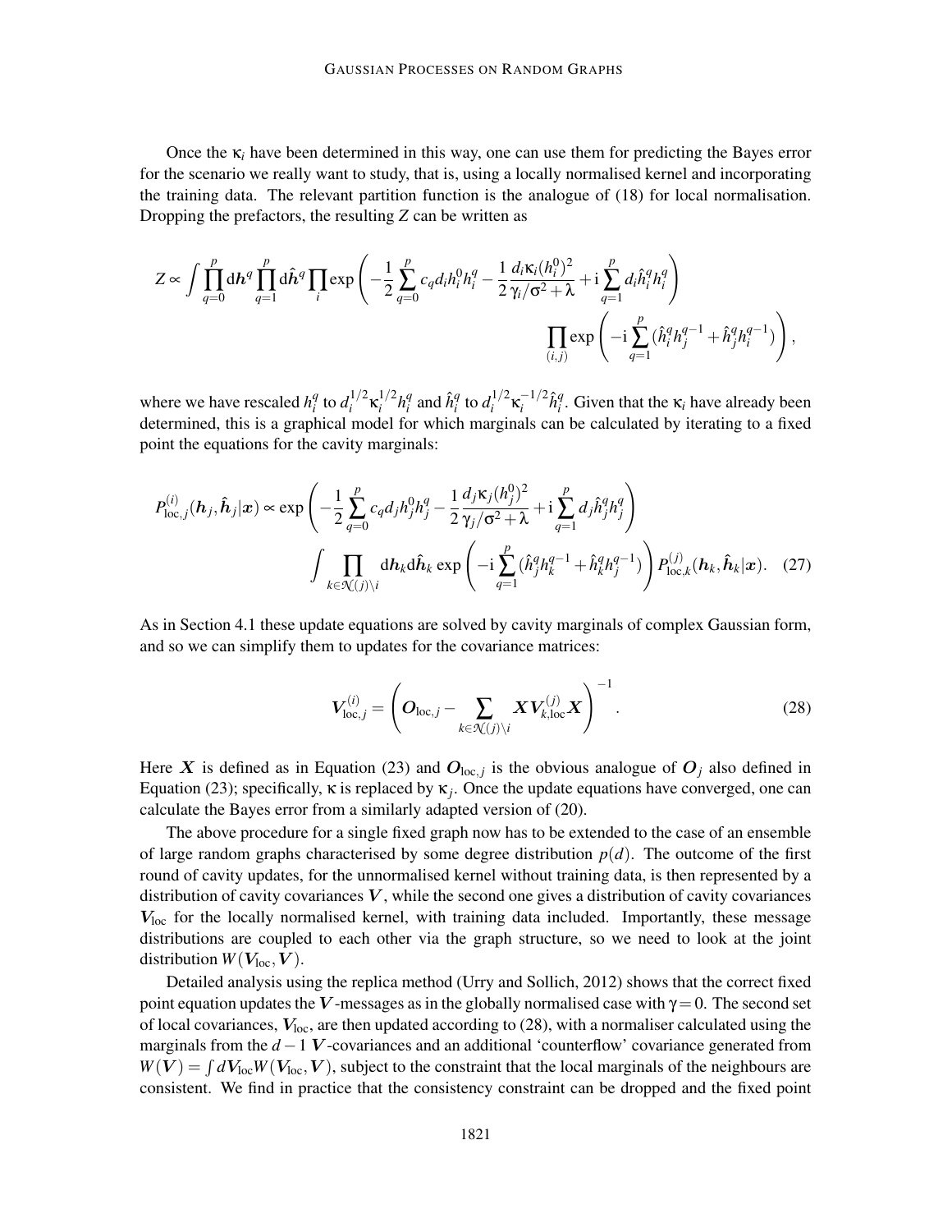Once the $\kappa_i$ have been determined in this way, one can use them for predicting the Bayes error for the scenario we really want to study, that is, using a locally normalised kernel and incorporating the training data. The relevant partition function is the analogue of (18) for local normalisation. Dropping the prefactors, the resulting $Z$ can be written as

$$Z \propto \int \prod_{q=0}^{p} \mathrm{d}\boldsymbol{h}^q \prod_{q=1}^{p} \mathrm{d}\hat{\boldsymbol{h}}^q \prod_i \exp\left( -\frac{1}{2}\sum_{q=0}^{p} c_q d_i h_i^0 h_i^q - \frac{1}{2}\frac{d_i \kappa_i (h_i^0)^2}{\gamma_i/\sigma^2 + \lambda} + \mathrm{i}\sum_{q=1}^{p} d_i \hat{h}_i^q h_i^q \right)$$
$$\prod_{(i,j)} \exp\left( -\mathrm{i}\sum_{q=1}^{p} (\hat{h}_i^q h_j^{q-1} + \hat{h}_j^q h_i^{q-1}) \right),$$

where we have rescaled $h_i^q$ to $d_i^{1/2}\kappa_i^{1/2} h_i^q$ and $\hat{h}_i^q$ to $d_i^{1/2}\kappa_i^{-1/2}\hat{h}_i^q$. Given that the $\kappa_i$ have already been determined, this is a graphical model for which marginals can be calculated by iterating to a fixed point the equations for the cavity marginals:

$$P_{\mathrm{loc},j}^{(i)}(\boldsymbol{h}_j, \hat{\boldsymbol{h}}_j|\boldsymbol{x}) \propto \exp\left( -\frac{1}{2}\sum_{q=0}^{p} c_q d_j h_j^0 h_j^q - \frac{1}{2}\frac{d_j \kappa_j (h_j^0)^2}{\gamma_j/\sigma^2 + \lambda} + \mathrm{i}\sum_{q=1}^{p} d_j \hat{h}_j^q h_j^q \right)$$
$$\int \prod_{k\in\mathcal{N}(j)\setminus i} \mathrm{d}\boldsymbol{h}_k \mathrm{d}\hat{\boldsymbol{h}}_k \exp\left( -\mathrm{i}\sum_{q=1}^{p} (\hat{h}_j^q h_k^{q-1} + \hat{h}_k^q h_j^{q-1}) \right) P_{\mathrm{loc},k}^{(j)}(\boldsymbol{h}_k, \hat{\boldsymbol{h}}_k|\boldsymbol{x}). \quad (27)$$

As in Section 4.1 these update equations are solved by cavity marginals of complex Gaussian form, and so we can simplify them to updates for the covariance matrices:

$$\boldsymbol{V}_{\mathrm{loc},j}^{(i)} = \left( \boldsymbol{O}_{\mathrm{loc},j} - \sum_{k\in\mathcal{N}(j)\setminus i} \boldsymbol{X}\boldsymbol{V}_{k,\mathrm{loc}}^{(j)}\boldsymbol{X} \right)^{-1}. \quad (28)$$

Here $\boldsymbol{X}$ is defined as in Equation (23) and $\boldsymbol{O}_{\mathrm{loc},j}$ is the obvious analogue of $\boldsymbol{O}_j$ also defined in Equation (23); specifically, $\kappa$ is replaced by $\kappa_j$. Once the update equations have converged, one can calculate the Bayes error from a similarly adapted version of (20).

The above procedure for a single fixed graph now has to be extended to the case of an ensemble of large random graphs characterised by some degree distribution $p(d)$. The outcome of the first round of cavity updates, for the unnormalised kernel without training data, is then represented by a distribution of cavity covariances $\boldsymbol{V}$, while the second one gives a distribution of cavity covariances $\boldsymbol{V}_{\mathrm{loc}}$ for the locally normalised kernel, with training data included. Importantly, these message distributions are coupled to each other via the graph structure, so we need to look at the joint distribution $W(\boldsymbol{V}_{\mathrm{loc}}, \boldsymbol{V})$.

Detailed analysis using the replica method (Urry and Sollich, 2012) shows that the correct fixed point equation updates the $\boldsymbol{V}$-messages as in the globally normalised case with $\gamma = 0$. The second set of local covariances, $\boldsymbol{V}_{\mathrm{loc}}$, are then updated according to (28), with a normaliser calculated using the marginals from the $d-1$ $\boldsymbol{V}$-covariances and an additional 'counterflow' covariance generated from $W(\boldsymbol{V}) = \int d\boldsymbol{V}_{\mathrm{loc}} W(\boldsymbol{V}_{\mathrm{loc}}, \boldsymbol{V})$, subject to the constraint that the local marginals of the neighbours are consistent. We find in practice that the consistency constraint can be dropped and the fixed point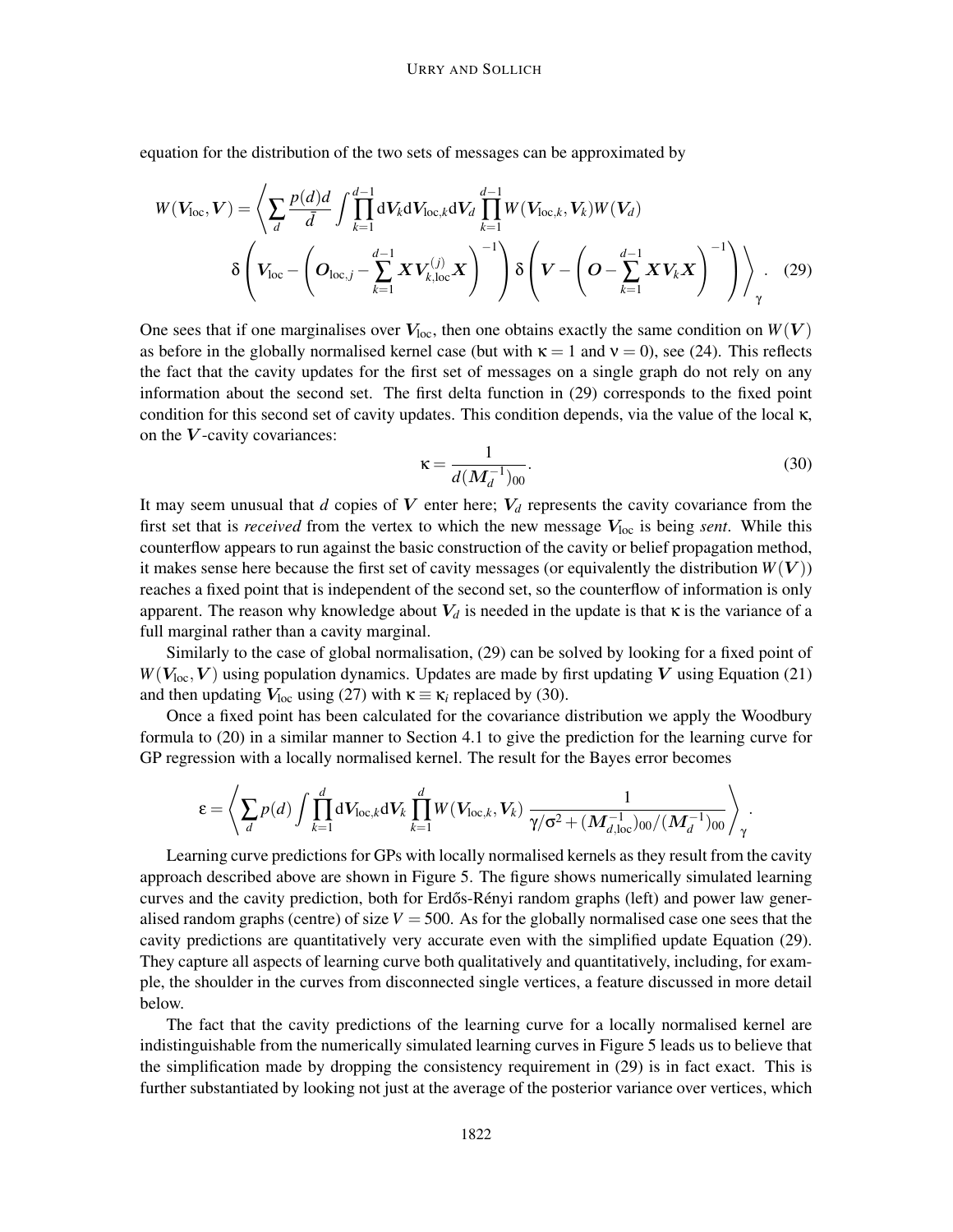equation for the distribution of the two sets of messages can be approximated by

$$
W(\boldsymbol{V}_{\rm loc},\boldsymbol{V}) = \left\langle \sum_d \frac{p(d)d}{\bar{d}} \int \prod_{k=1}^{d-1} \mathrm{d}\boldsymbol{V}_k \mathrm{d}\boldsymbol{V}_{{\rm loc},k} \mathrm{d}\boldsymbol{V}_d \prod_{k=1}^{d-1} W(\boldsymbol{V}_{{\rm loc},k},\boldsymbol{V}_k) W(\boldsymbol{V}_d) \right.
$$

$$
\left. \delta\left(\boldsymbol{V}_{\rm loc} - \left(\boldsymbol{O}_{{\rm loc},j} - \sum_{k=1}^{d-1} \boldsymbol{X}\boldsymbol{V}_{k,{\rm loc}}^{(j)}\boldsymbol{X}\right)^{-1}\right) \delta\left(\boldsymbol{V} - \left(\boldsymbol{O} - \sum_{k=1}^{d-1} \boldsymbol{X}\boldsymbol{V}_k\boldsymbol{X}\right)^{-1}\right) \right\rangle_\gamma . \quad (29)
$$

One sees that if one marginalises over $\boldsymbol{V}_{\rm loc}$, then one obtains exactly the same condition on $W(\boldsymbol{V})$ as before in the globally normalised kernel case (but with $\kappa = 1$ and $\nu = 0$), see (24). This reflects the fact that the cavity updates for the first set of messages on a single graph do not rely on any information about the second set. The first delta function in (29) corresponds to the fixed point condition for this second set of cavity updates. This condition depends, via the value of the local $\kappa$, on the $\boldsymbol{V}$-cavity covariances:

$$
\kappa = \frac{1}{d(\boldsymbol{M}_d^{-1})_{00}}. \quad (30)
$$

It may seem unusual that $d$ copies of $\boldsymbol{V}$ enter here; $\boldsymbol{V}_d$ represents the cavity covariance from the first set that is *received* from the vertex to which the new message $\boldsymbol{V}_{\rm loc}$ is being *sent*. While this counterflow appears to run against the basic construction of the cavity or belief propagation method, it makes sense here because the first set of cavity messages (or equivalently the distribution $W(\boldsymbol{V})$) reaches a fixed point that is independent of the second set, so the counterflow of information is only apparent. The reason why knowledge about $\boldsymbol{V}_d$ is needed in the update is that $\kappa$ is the variance of a full marginal rather than a cavity marginal.

Similarly to the case of global normalisation, (29) can be solved by looking for a fixed point of $W(\boldsymbol{V}_{\rm loc},\boldsymbol{V})$ using population dynamics. Updates are made by first updating $\boldsymbol{V}$ using Equation (21) and then updating $\boldsymbol{V}_{\rm loc}$ using (27) with $\kappa \equiv \kappa_i$ replaced by (30).

Once a fixed point has been calculated for the covariance distribution we apply the Woodbury formula to (20) in a similar manner to Section 4.1 to give the prediction for the learning curve for GP regression with a locally normalised kernel. The result for the Bayes error becomes

$$
\varepsilon = \left\langle \sum_d p(d) \int \prod_{k=1}^{d} \mathrm{d}\boldsymbol{V}_{{\rm loc},k} \mathrm{d}\boldsymbol{V}_k \prod_{k=1}^{d} W(\boldsymbol{V}_{{\rm loc},k},\boldsymbol{V}_k)\, \frac{1}{\gamma/\sigma^2 + (\boldsymbol{M}_{d,{\rm loc}}^{-1})_{00}/(\boldsymbol{M}_d^{-1})_{00}} \right\rangle_\gamma .
$$

Learning curve predictions for GPs with locally normalised kernels as they result from the cavity approach described above are shown in Figure 5. The figure shows numerically simulated learning curves and the cavity prediction, both for Erdős-Rényi random graphs (left) and power law generalised random graphs (centre) of size $V = 500$. As for the globally normalised case one sees that the cavity predictions are quantitatively very accurate even with the simplified update Equation (29). They capture all aspects of learning curve both qualitatively and quantitatively, including, for example, the shoulder in the curves from disconnected single vertices, a feature discussed in more detail below.

The fact that the cavity predictions of the learning curve for a locally normalised kernel are indistinguishable from the numerically simulated learning curves in Figure 5 leads us to believe that the simplification made by dropping the consistency requirement in (29) is in fact exact. This is further substantiated by looking not just at the average of the posterior variance over vertices, which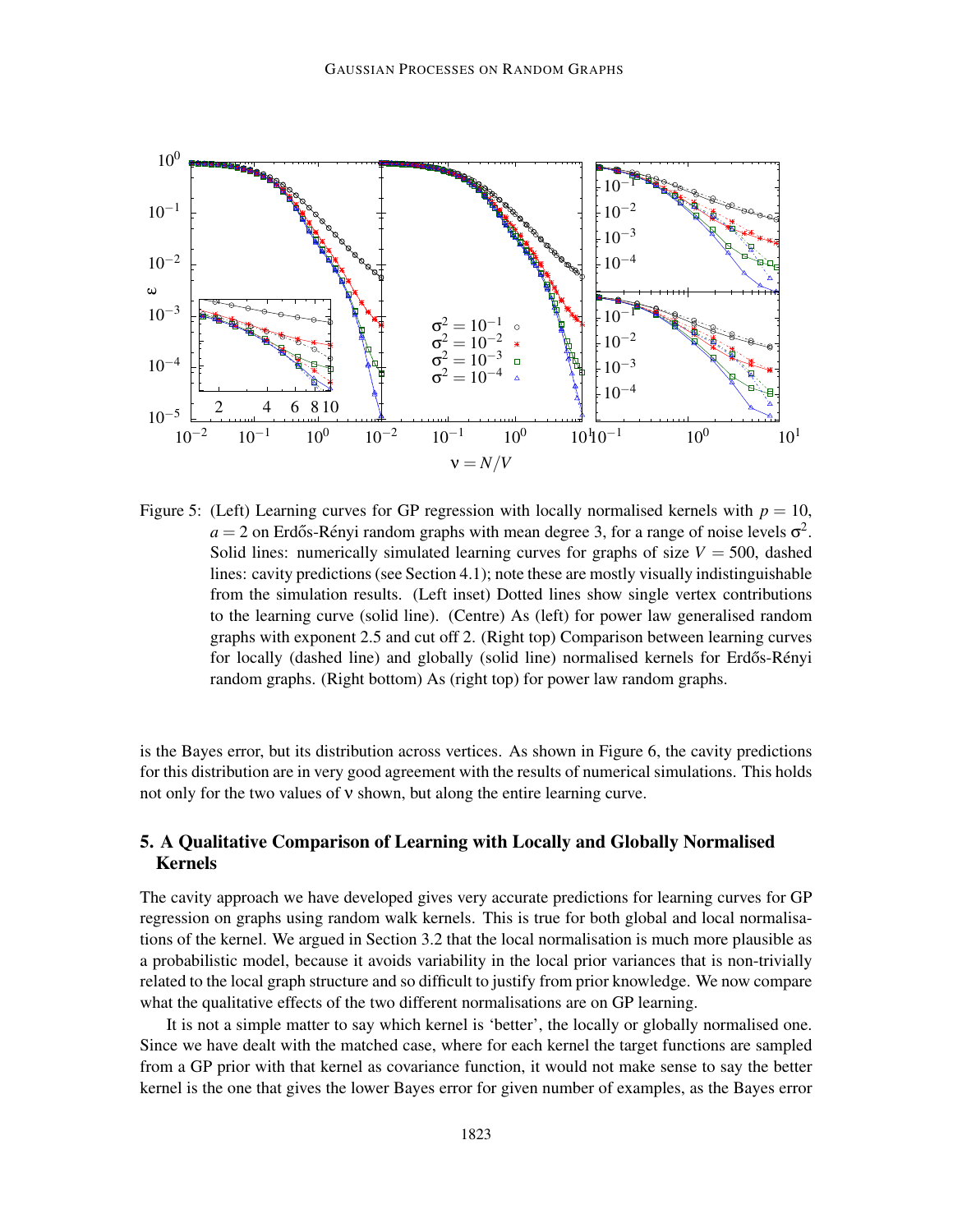Figure 5: (Left) Learning curves for GP regression with locally normalised kernels with $p = 10$, $a = 2$ on Erdős-Rényi random graphs with mean degree 3, for a range of noise levels $\sigma^2$. Solid lines: numerically simulated learning curves for graphs of size $V = 500$, dashed lines: cavity predictions (see Section 4.1); note these are mostly visually indistinguishable from the simulation results. (Left inset) Dotted lines show single vertex contributions to the learning curve (solid line). (Centre) As (left) for power law generalised random graphs with exponent 2.5 and cut off 2. (Right top) Comparison between learning curves for locally (dashed line) and globally (solid line) normalised kernels for Erdős-Rényi random graphs. (Right bottom) As (right top) for power law random graphs.

is the Bayes error, but its distribution across vertices. As shown in Figure 6, the cavity predictions for this distribution are in very good agreement with the results of numerical simulations. This holds not only for the two values of $\nu$ shown, but along the entire learning curve.

## 5. A Qualitative Comparison of Learning with Locally and Globally Normalised Kernels

The cavity approach we have developed gives very accurate predictions for learning curves for GP regression on graphs using random walk kernels. This is true for both global and local normalisations of the kernel. We argued in Section 3.2 that the local normalisation is much more plausible as a probabilistic model, because it avoids variability in the local prior variances that is non-trivially related to the local graph structure and so difficult to justify from prior knowledge. We now compare what the qualitative effects of the two different normalisations are on GP learning.

It is not a simple matter to say which kernel is 'better', the locally or globally normalised one. Since we have dealt with the matched case, where for each kernel the target functions are sampled from a GP prior with that kernel as covariance function, it would not make sense to say the better kernel is the one that gives the lower Bayes error for given number of examples, as the Bayes error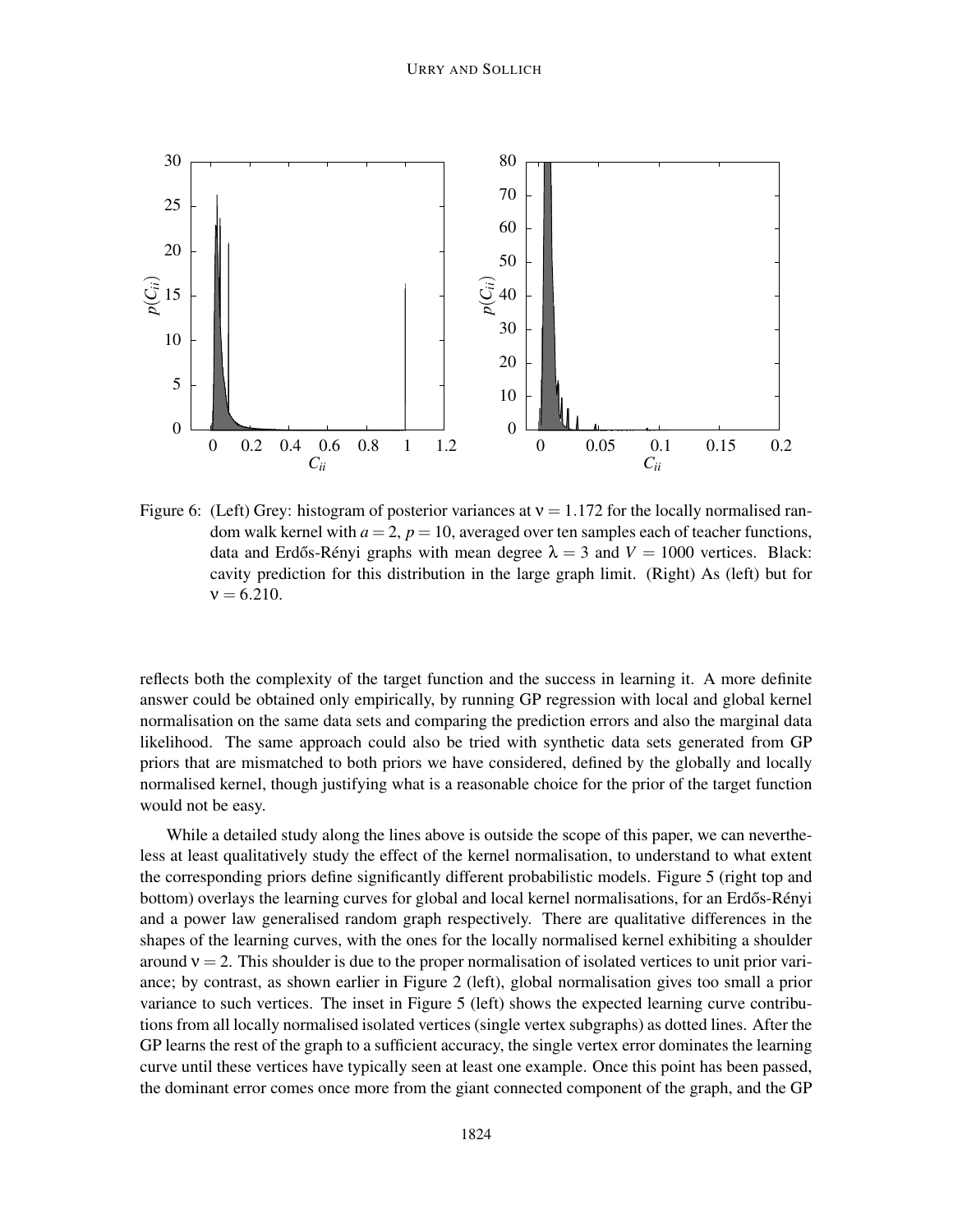Figure 6: (Left) Grey: histogram of posterior variances at $\nu = 1.172$ for the locally normalised random walk kernel with $a = 2$, $p = 10$, averaged over ten samples each of teacher functions, data and Erdős-Rényi graphs with mean degree $\lambda = 3$ and $V = 1000$ vertices. Black: cavity prediction for this distribution in the large graph limit. (Right) As (left) but for $\nu = 6.210$.

reflects both the complexity of the target function and the success in learning it. A more definite answer could be obtained only empirically, by running GP regression with local and global kernel normalisation on the same data sets and comparing the prediction errors and also the marginal data likelihood. The same approach could also be tried with synthetic data sets generated from GP priors that are mismatched to both priors we have considered, defined by the globally and locally normalised kernel, though justifying what is a reasonable choice for the prior of the target function would not be easy.

While a detailed study along the lines above is outside the scope of this paper, we can nevertheless at least qualitatively study the effect of the kernel normalisation, to understand to what extent the corresponding priors define significantly different probabilistic models. Figure 5 (right top and bottom) overlays the learning curves for global and local kernel normalisations, for an Erdős-Rényi and a power law generalised random graph respectively. There are qualitative differences in the shapes of the learning curves, with the ones for the locally normalised kernel exhibiting a shoulder around $\nu = 2$. This shoulder is due to the proper normalisation of isolated vertices to unit prior variance; by contrast, as shown earlier in Figure 2 (left), global normalisation gives too small a prior variance to such vertices. The inset in Figure 5 (left) shows the expected learning curve contributions from all locally normalised isolated vertices (single vertex subgraphs) as dotted lines. After the GP learns the rest of the graph to a sufficient accuracy, the single vertex error dominates the learning curve until these vertices have typically seen at least one example. Once this point has been passed, the dominant error comes once more from the giant connected component of the graph, and the GP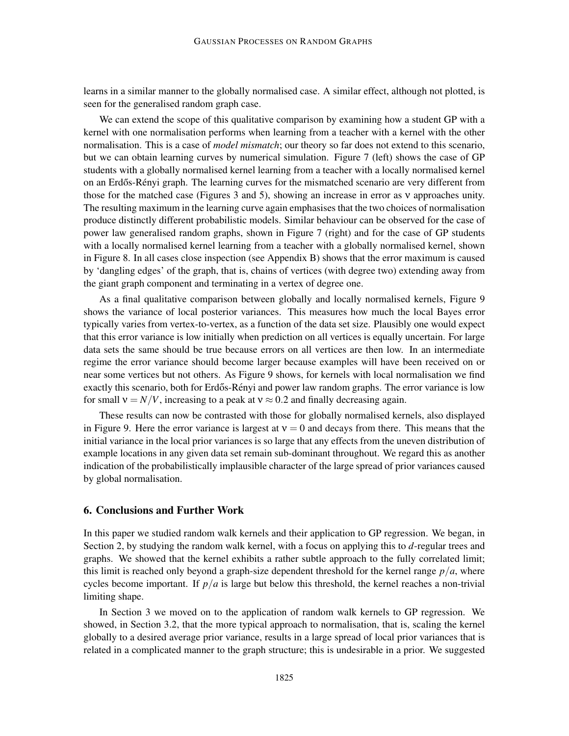learns in a similar manner to the globally normalised case. A similar effect, although not plotted, is seen for the generalised random graph case.

We can extend the scope of this qualitative comparison by examining how a student GP with a kernel with one normalisation performs when learning from a teacher with a kernel with the other normalisation. This is a case of *model mismatch*; our theory so far does not extend to this scenario, but we can obtain learning curves by numerical simulation. Figure 7 (left) shows the case of GP students with a globally normalised kernel learning from a teacher with a locally normalised kernel on an Erdős-Rényi graph. The learning curves for the mismatched scenario are very different from those for the matched case (Figures 3 and 5), showing an increase in error as $\nu$ approaches unity. The resulting maximum in the learning curve again emphasises that the two choices of normalisation produce distinctly different probabilistic models. Similar behaviour can be observed for the case of power law generalised random graphs, shown in Figure 7 (right) and for the case of GP students with a locally normalised kernel learning from a teacher with a globally normalised kernel, shown in Figure 8. In all cases close inspection (see Appendix B) shows that the error maximum is caused by 'dangling edges' of the graph, that is, chains of vertices (with degree two) extending away from the giant graph component and terminating in a vertex of degree one.

As a final qualitative comparison between globally and locally normalised kernels, Figure 9 shows the variance of local posterior variances. This measures how much the local Bayes error typically varies from vertex-to-vertex, as a function of the data set size. Plausibly one would expect that this error variance is low initially when prediction on all vertices is equally uncertain. For large data sets the same should be true because errors on all vertices are then low. In an intermediate regime the error variance should become larger because examples will have been received on or near some vertices but not others. As Figure 9 shows, for kernels with local normalisation we find exactly this scenario, both for Erdős-Rényi and power law random graphs. The error variance is low for small $\nu = N/V$, increasing to a peak at $\nu \approx 0.2$ and finally decreasing again.

These results can now be contrasted with those for globally normalised kernels, also displayed in Figure 9. Here the error variance is largest at $\nu = 0$ and decays from there. This means that the initial variance in the local prior variances is so large that any effects from the uneven distribution of example locations in any given data set remain sub-dominant throughout. We regard this as another indication of the probabilistically implausible character of the large spread of prior variances caused by global normalisation.

## 6. Conclusions and Further Work

In this paper we studied random walk kernels and their application to GP regression. We began, in Section 2, by studying the random walk kernel, with a focus on applying this to $d$-regular trees and graphs. We showed that the kernel exhibits a rather subtle approach to the fully correlated limit; this limit is reached only beyond a graph-size dependent threshold for the kernel range $p/a$, where cycles become important. If $p/a$ is large but below this threshold, the kernel reaches a non-trivial limiting shape.

In Section 3 we moved on to the application of random walk kernels to GP regression. We showed, in Section 3.2, that the more typical approach to normalisation, that is, scaling the kernel globally to a desired average prior variance, results in a large spread of local prior variances that is related in a complicated manner to the graph structure; this is undesirable in a prior. We suggested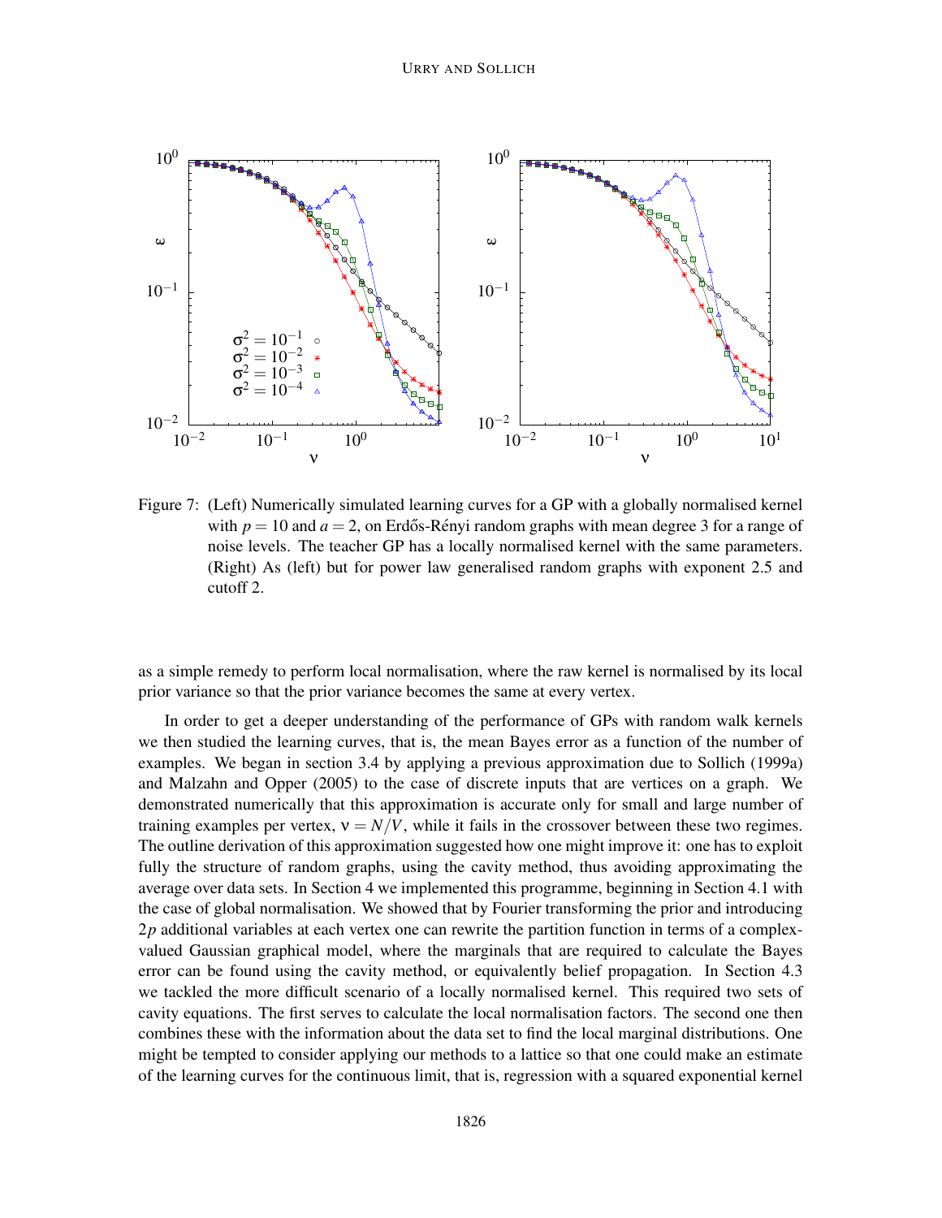Figure 7: (Left) Numerically simulated learning curves for a GP with a globally normalised kernel with $p = 10$ and $a = 2$, on Erdős-Rényi random graphs with mean degree 3 for a range of noise levels. The teacher GP has a locally normalised kernel with the same parameters. (Right) As (left) but for power law generalised random graphs with exponent 2.5 and cutoff 2.

as a simple remedy to perform local normalisation, where the raw kernel is normalised by its local prior variance so that the prior variance becomes the same at every vertex.

In order to get a deeper understanding of the performance of GPs with random walk kernels we then studied the learning curves, that is, the mean Bayes error as a function of the number of examples. We began in section 3.4 by applying a previous approximation due to Sollich (1999a) and Malzahn and Opper (2005) to the case of discrete inputs that are vertices on a graph. We demonstrated numerically that this approximation is accurate only for small and large number of training examples per vertex, $\nu = N/V$, while it fails in the crossover between these two regimes. The outline derivation of this approximation suggested how one might improve it: one has to exploit fully the structure of random graphs, using the cavity method, thus avoiding approximating the average over data sets. In Section 4 we implemented this programme, beginning in Section 4.1 with the case of global normalisation. We showed that by Fourier transforming the prior and introducing $2p$ additional variables at each vertex one can rewrite the partition function in terms of a complex-valued Gaussian graphical model, where the marginals that are required to calculate the Bayes error can be found using the cavity method, or equivalently belief propagation. In Section 4.3 we tackled the more difficult scenario of a locally normalised kernel. This required two sets of cavity equations. The first serves to calculate the local normalisation factors. The second one then combines these with the information about the data set to find the local marginal distributions. One might be tempted to consider applying our methods to a lattice so that one could make an estimate of the learning curves for the continuous limit, that is, regression with a squared exponential kernel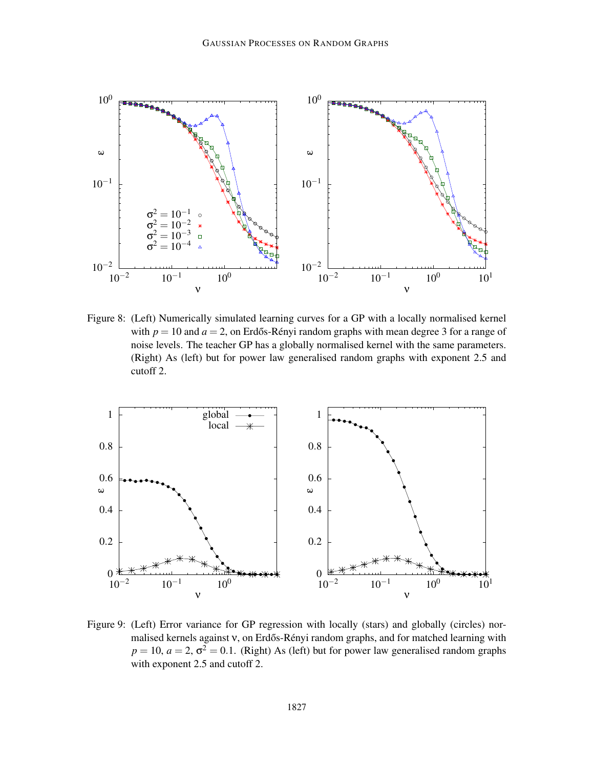Figure 8: (Left) Numerically simulated learning curves for a GP with a locally normalised kernel with $p = 10$ and $a = 2$, on Erdős-Rényi random graphs with mean degree 3 for a range of noise levels. The teacher GP has a globally normalised kernel with the same parameters. (Right) As (left) but for power law generalised random graphs with exponent 2.5 and cutoff 2.

Figure 9: (Left) Error variance for GP regression with locally (stars) and globally (circles) normalised kernels against $\nu$, on Erdős-Rényi random graphs, and for matched learning with $p = 10$, $a = 2$, $\sigma^2 = 0.1$. (Right) As (left) but for power law generalised random graphs with exponent 2.5 and cutoff 2.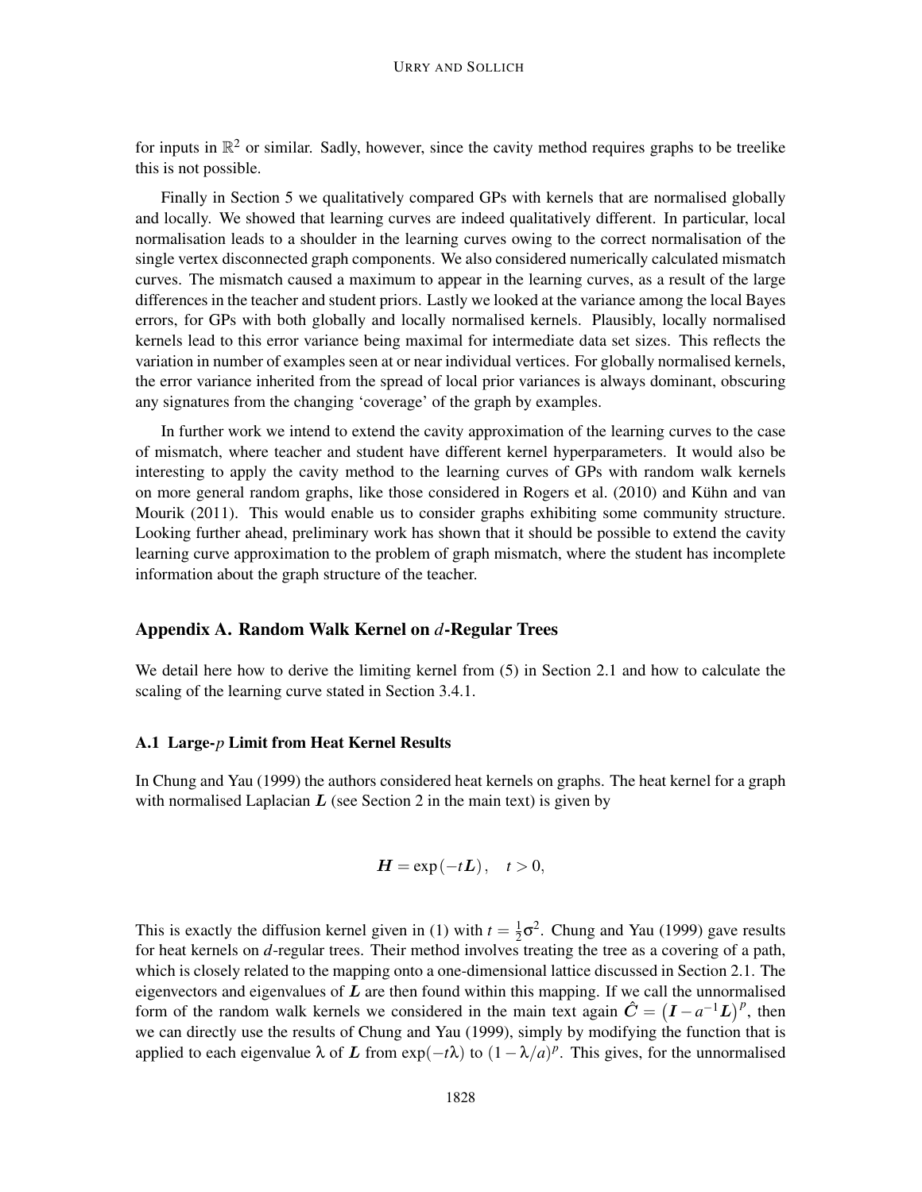for inputs in $\mathbb{R}^2$ or similar. Sadly, however, since the cavity method requires graphs to be treelike this is not possible.

Finally in Section 5 we qualitatively compared GPs with kernels that are normalised globally and locally. We showed that learning curves are indeed qualitatively different. In particular, local normalisation leads to a shoulder in the learning curves owing to the correct normalisation of the single vertex disconnected graph components. We also considered numerically calculated mismatch curves. The mismatch caused a maximum to appear in the learning curves, as a result of the large differences in the teacher and student priors. Lastly we looked at the variance among the local Bayes errors, for GPs with both globally and locally normalised kernels. Plausibly, locally normalised kernels lead to this error variance being maximal for intermediate data set sizes. This reflects the variation in number of examples seen at or near individual vertices. For globally normalised kernels, the error variance inherited from the spread of local prior variances is always dominant, obscuring any signatures from the changing 'coverage' of the graph by examples.

In further work we intend to extend the cavity approximation of the learning curves to the case of mismatch, where teacher and student have different kernel hyperparameters. It would also be interesting to apply the cavity method to the learning curves of GPs with random walk kernels on more general random graphs, like those considered in Rogers et al. (2010) and Kühn and van Mourik (2011). This would enable us to consider graphs exhibiting some community structure. Looking further ahead, preliminary work has shown that it should be possible to extend the cavity learning curve approximation to the problem of graph mismatch, where the student has incomplete information about the graph structure of the teacher.

## Appendix A. Random Walk Kernel on $d$-Regular Trees

We detail here how to derive the limiting kernel from (5) in Section 2.1 and how to calculate the scaling of the learning curve stated in Section 3.4.1.

### A.1 Large-$p$ Limit from Heat Kernel Results

In Chung and Yau (1999) the authors considered heat kernels on graphs. The heat kernel for a graph with normalised Laplacian $\boldsymbol{L}$ (see Section 2 in the main text) is given by

$$\boldsymbol{H} = \exp(-t\boldsymbol{L}), \quad t > 0,$$

This is exactly the diffusion kernel given in (1) with $t = \frac{1}{2}\sigma^2$. Chung and Yau (1999) gave results for heat kernels on $d$-regular trees. Their method involves treating the tree as a covering of a path, which is closely related to the mapping onto a one-dimensional lattice discussed in Section 2.1. The eigenvectors and eigenvalues of $\boldsymbol{L}$ are then found within this mapping. If we call the unnormalised form of the random walk kernels we considered in the main text again $\hat{\boldsymbol{C}} = \left(\boldsymbol{I} - a^{-1}\boldsymbol{L}\right)^p$, then we can directly use the results of Chung and Yau (1999), simply by modifying the function that is applied to each eigenvalue $\lambda$ of $\boldsymbol{L}$ from $\exp(-t\lambda)$ to $(1 - \lambda/a)^p$. This gives, for the unnormalised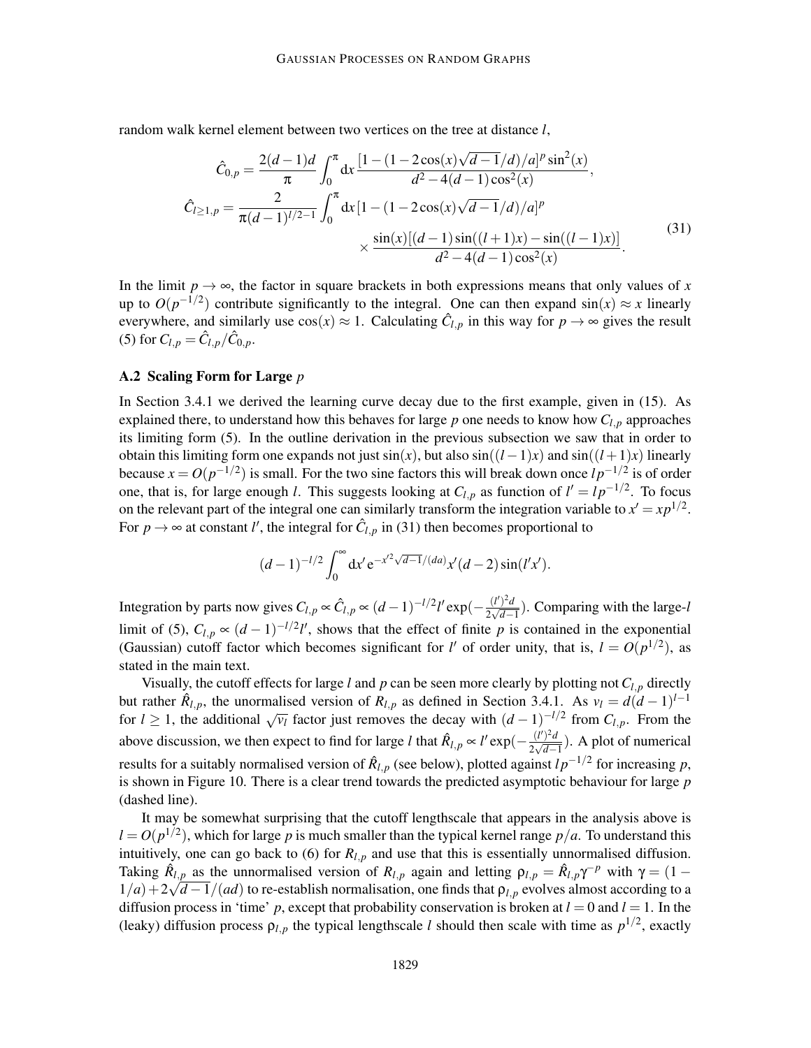random walk kernel element between two vertices on the tree at distance $l$,

$$
\begin{aligned}
\hat{C}_{0,p} &= \frac{2(d-1)d}{\pi} \int_0^\pi \mathrm{d}x \, \frac{[1-(1-2\cos(x)\sqrt{d-1}/d)/a]^p \sin^2(x)}{d^2-4(d-1)\cos^2(x)}, \\
\hat{C}_{l\geq 1,p} &= \frac{2}{\pi(d-1)^{l/2-1}} \int_0^\pi \mathrm{d}x \, [1-(1-2\cos(x)\sqrt{d-1}/d)/a]^p \\
&\qquad \times \frac{\sin(x)[(d-1)\sin((l+1)x) - \sin((l-1)x)]}{d^2-4(d-1)\cos^2(x)}.
\end{aligned} \tag{31}
$$

In the limit $p \to \infty$, the factor in square brackets in both expressions means that only values of $x$ up to $O(p^{-1/2})$ contribute significantly to the integral. One can then expand $\sin(x) \approx x$ linearly everywhere, and similarly use $\cos(x) \approx 1$. Calculating $\hat{C}_{l,p}$ in this way for $p \to \infty$ gives the result (5) for $C_{l,p} = \hat{C}_{l,p}/\hat{C}_{0,p}$.

### A.2 Scaling Form for Large $p$

In Section 3.4.1 we derived the learning curve decay due to the first example, given in (15). As explained there, to understand how this behaves for large $p$ one needs to know how $C_{l,p}$ approaches its limiting form (5). In the outline derivation in the previous subsection we saw that in order to obtain this limiting form one expands not just $\sin(x)$, but also $\sin((l-1)x)$ and $\sin((l+1)x)$ linearly because $x = O(p^{-1/2})$ is small. For the two sine factors this will break down once $lp^{-1/2}$ is of order one, that is, for large enough $l$. This suggests looking at $C_{l,p}$ as function of $l' = lp^{-1/2}$. To focus on the relevant part of the integral one can similarly transform the integration variable to $x' = xp^{1/2}$. For $p \to \infty$ at constant $l'$, the integral for $\hat{C}_{l,p}$ in (31) then becomes proportional to

$$
(d-1)^{-l/2} \int_0^\infty \mathrm{d}x' \, \mathrm{e}^{-x'^2\sqrt{d-1}/(da)} x'(d-2)\sin(l'x').
$$

Integration by parts now gives $C_{l,p} \propto \hat{C}_{l,p} \propto (d-1)^{-l/2} l' \exp(-\frac{(l')^2 d}{2\sqrt{d-1}})$. Comparing with the large-$l$ limit of (5), $C_{l,p} \propto (d-1)^{-l/2} l'$, shows that the effect of finite $p$ is contained in the exponential (Gaussian) cutoff factor which becomes significant for $l'$ of order unity, that is, $l = O(p^{1/2})$, as stated in the main text.

Visually, the cutoff effects for large $l$ and $p$ can be seen more clearly by plotting not $C_{l,p}$ directly but rather $\hat{R}_{l,p}$, the unormalised version of $R_{l,p}$ as defined in Section 3.4.1. As $v_l = d(d-1)^{l-1}$ for $l \geq 1$, the additional $\sqrt{v_l}$ factor just removes the decay with $(d-1)^{-l/2}$ from $C_{l,p}$. From the above discussion, we then expect to find for large $l$ that $\hat{R}_{l,p} \propto l' \exp(-\frac{(l')^2 d}{2\sqrt{d-1}})$. A plot of numerical results for a suitably normalised version of $\hat{R}_{l,p}$ (see below), plotted against $lp^{-1/2}$ for increasing $p$, is shown in Figure 10. There is a clear trend towards the predicted asymptotic behaviour for large $p$ (dashed line).

It may be somewhat surprising that the cutoff lengthscale that appears in the analysis above is $l = O(p^{1/2})$, which for large $p$ is much smaller than the typical kernel range $p/a$. To understand this intuitively, one can go back to (6) for $R_{l,p}$ and use that this is essentially unnormalised diffusion. Taking $\hat{R}_{l,p}$ as the unnormalised version of $R_{l,p}$ again and letting $\rho_{l,p} = \hat{R}_{l,p}\gamma^{-p}$ with $\gamma = (1-1/a) + 2\sqrt{d-1}/(ad)$ to re-establish normalisation, one finds that $\rho_{l,p}$ evolves almost according to a diffusion process in 'time' $p$, except that probability conservation is broken at $l = 0$ and $l = 1$. In the (leaky) diffusion process $\rho_{l,p}$ the typical lengthscale $l$ should then scale with time as $p^{1/2}$, exactly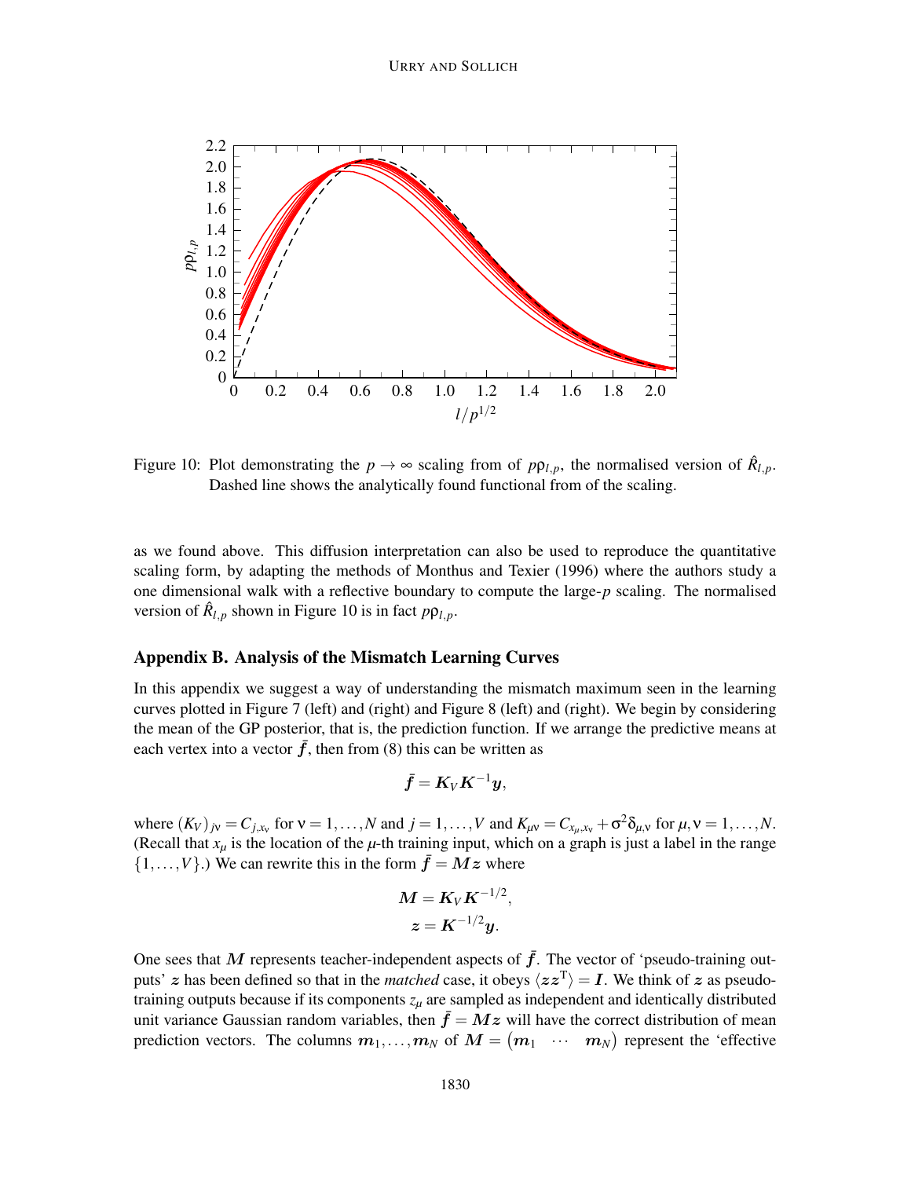Figure 10: Plot demonstrating the $p \to \infty$ scaling from of $p\rho_{l,p}$, the normalised version of $\hat{R}_{l,p}$. Dashed line shows the analytically found functional from of the scaling.

as we found above. This diffusion interpretation can also be used to reproduce the quantitative scaling form, by adapting the methods of Monthus and Texier (1996) where the authors study a one dimensional walk with a reflective boundary to compute the large-$p$ scaling. The normalised version of $\hat{R}_{l,p}$ shown in Figure 10 is in fact $p\rho_{l,p}$.

## Appendix B. Analysis of the Mismatch Learning Curves

In this appendix we suggest a way of understanding the mismatch maximum seen in the learning curves plotted in Figure 7 (left) and (right) and Figure 8 (left) and (right). We begin by considering the mean of the GP posterior, that is, the prediction function. If we arrange the predictive means at each vertex into a vector $\bar{\boldsymbol{f}}$, then from (8) this can be written as

$$\bar{\boldsymbol{f}} = \boldsymbol{K}_V \boldsymbol{K}^{-1} \boldsymbol{y},$$

where $(K_V)_{j\nu} = C_{j,x_\nu}$ for $\nu = 1, \ldots, N$ and $j = 1, \ldots, V$ and $K_{\mu\nu} = C_{x_\mu,x_\nu} + \sigma^2 \delta_{\mu,\nu}$ for $\mu, \nu = 1, \ldots, N$. (Recall that $x_\mu$ is the location of the $\mu$-th training input, which on a graph is just a label in the range $\{1, \ldots, V\}$.) We can rewrite this in the form $\bar{\boldsymbol{f}} = \boldsymbol{M}\boldsymbol{z}$ where

$$\boldsymbol{M} = \boldsymbol{K}_V \boldsymbol{K}^{-1/2},$$
$$\boldsymbol{z} = \boldsymbol{K}^{-1/2} \boldsymbol{y}.$$

One sees that $\boldsymbol{M}$ represents teacher-independent aspects of $\bar{\boldsymbol{f}}$. The vector of 'pseudo-training outputs' $\boldsymbol{z}$ has been defined so that in the *matched* case, it obeys $\langle \boldsymbol{z}\boldsymbol{z}^{\mathrm{T}} \rangle = \boldsymbol{I}$. We think of $\boldsymbol{z}$ as pseudo-training outputs because if its components $z_\mu$ are sampled as independent and identically distributed unit variance Gaussian random variables, then $\bar{\boldsymbol{f}} = \boldsymbol{M}\boldsymbol{z}$ will have the correct distribution of mean prediction vectors. The columns $\boldsymbol{m}_1, \ldots, \boldsymbol{m}_N$ of $\boldsymbol{M} = \begin{pmatrix} \boldsymbol{m}_1 & \cdots & \boldsymbol{m}_N \end{pmatrix}$ represent the 'effective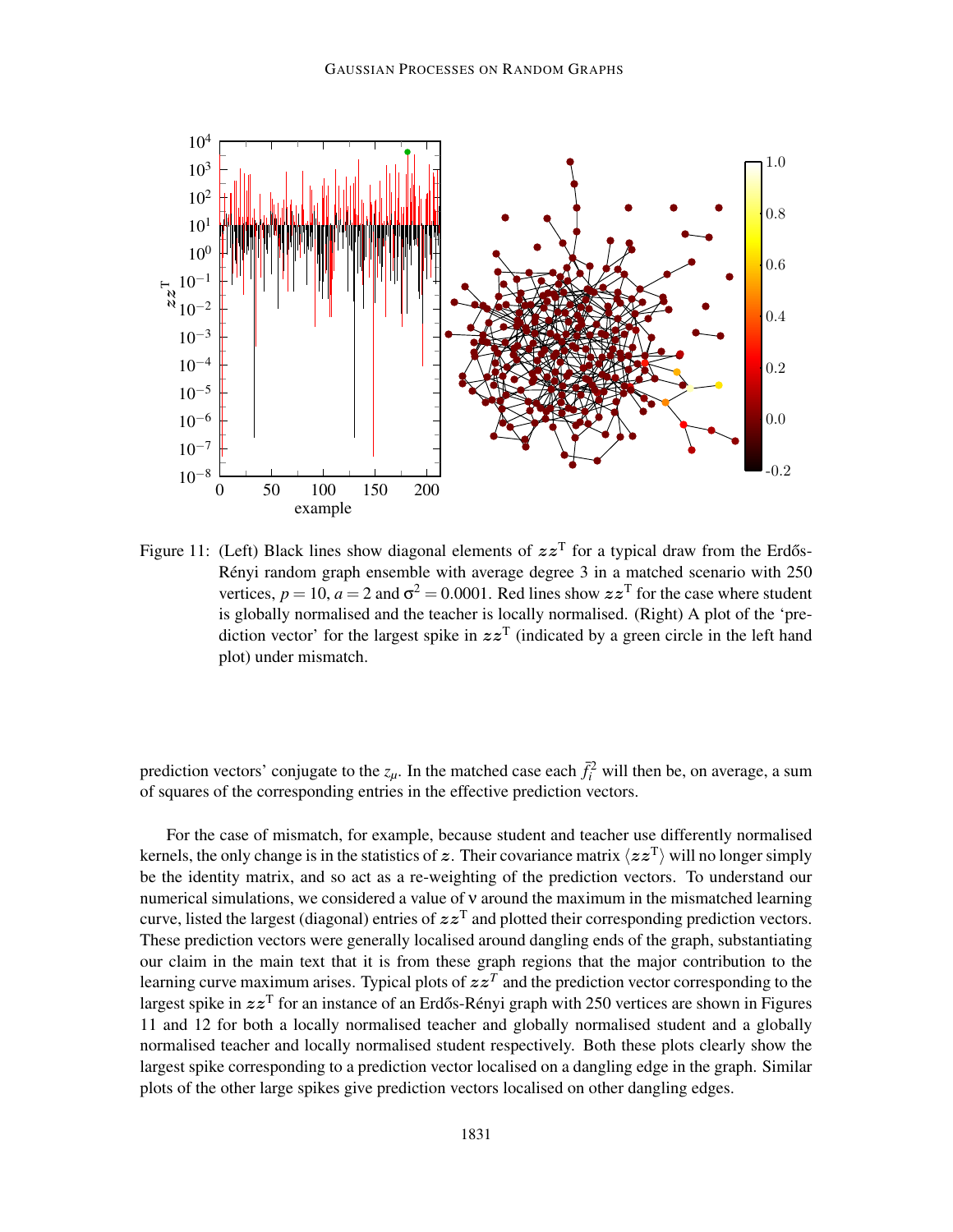Figure 11: (Left) Black lines show diagonal elements of $\boldsymbol{z}\boldsymbol{z}^{\mathrm{T}}$ for a typical draw from the Erdős-Rényi random graph ensemble with average degree 3 in a matched scenario with 250 vertices, $p = 10$, $a = 2$ and $\sigma^2 = 0.0001$. Red lines show $\boldsymbol{z}\boldsymbol{z}^{\mathrm{T}}$ for the case where student is globally normalised and the teacher is locally normalised. (Right) A plot of the 'prediction vector' for the largest spike in $\boldsymbol{z}\boldsymbol{z}^{\mathrm{T}}$ (indicated by a green circle in the left hand plot) under mismatch.

prediction vectors' conjugate to the $z_\mu$. In the matched case each $\bar{f}_i^2$ will then be, on average, a sum of squares of the corresponding entries in the effective prediction vectors.

For the case of mismatch, for example, because student and teacher use differently normalised kernels, the only change is in the statistics of $\boldsymbol{z}$. Their covariance matrix $\langle \boldsymbol{z}\boldsymbol{z}^{\mathrm{T}} \rangle$ will no longer simply be the identity matrix, and so act as a re-weighting of the prediction vectors. To understand our numerical simulations, we considered a value of $\nu$ around the maximum in the mismatched learning curve, listed the largest (diagonal) entries of $\boldsymbol{z}\boldsymbol{z}^{\mathrm{T}}$ and plotted their corresponding prediction vectors. These prediction vectors were generally localised around dangling ends of the graph, substantiating our claim in the main text that it is from these graph regions that the major contribution to the learning curve maximum arises. Typical plots of $\boldsymbol{z}\boldsymbol{z}^{T}$ and the prediction vector corresponding to the largest spike in $\boldsymbol{z}\boldsymbol{z}^{\mathrm{T}}$ for an instance of an Erdős-Rényi graph with 250 vertices are shown in Figures 11 and 12 for both a locally normalised teacher and globally normalised student and a globally normalised teacher and locally normalised student respectively. Both these plots clearly show the largest spike corresponding to a prediction vector localised on a dangling edge in the graph. Similar plots of the other large spikes give prediction vectors localised on other dangling edges.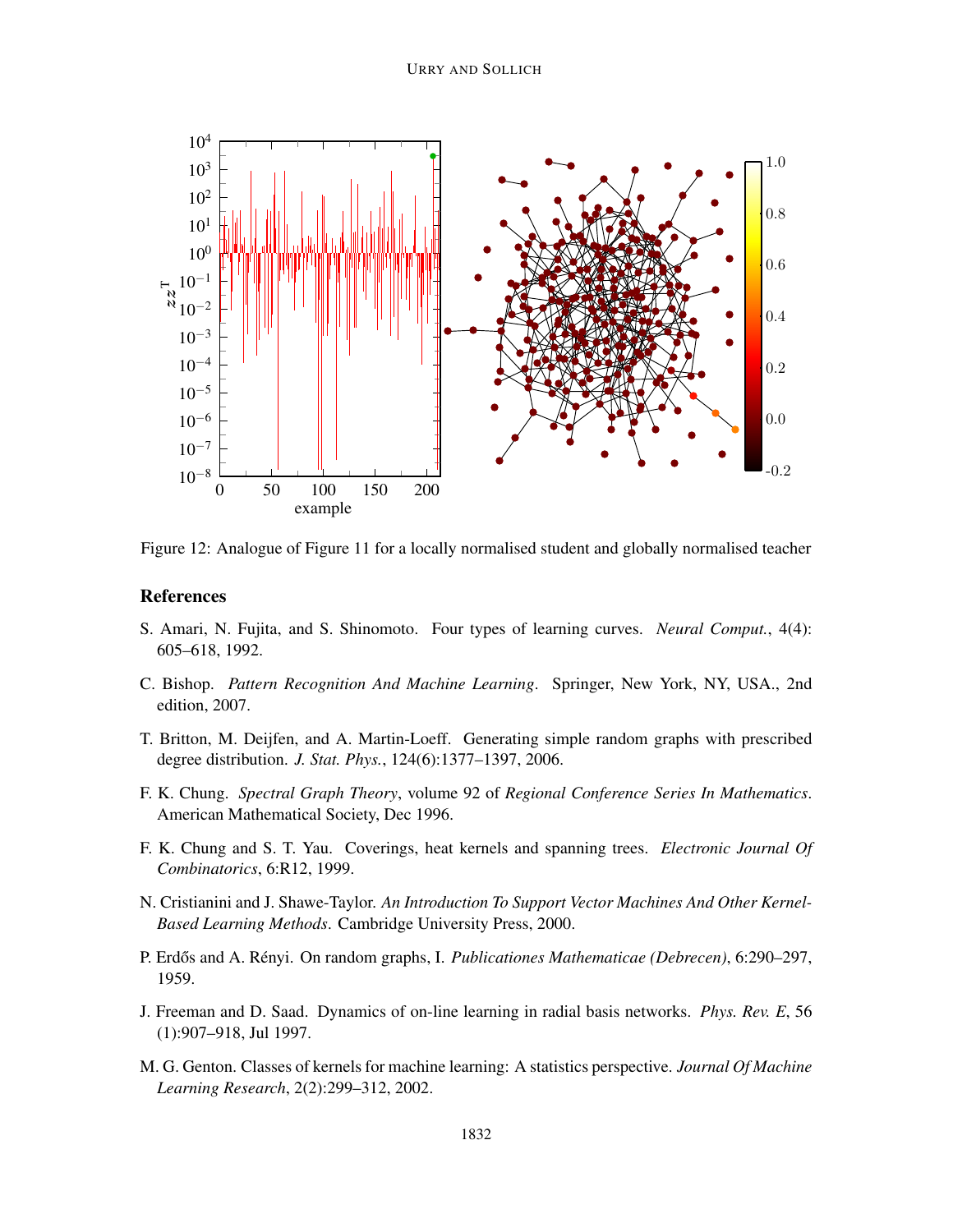Figure 12: Analogue of Figure 11 for a locally normalised student and globally normalised teacher

## References

S. Amari, N. Fujita, and S. Shinomoto. Four types of learning curves. *Neural Comput.*, 4(4): 605–618, 1992.

C. Bishop. *Pattern Recognition And Machine Learning*. Springer, New York, NY, USA., 2nd edition, 2007.

T. Britton, M. Deijfen, and A. Martin-Loeff. Generating simple random graphs with prescribed degree distribution. *J. Stat. Phys.*, 124(6):1377–1397, 2006.

F. K. Chung. *Spectral Graph Theory*, volume 92 of *Regional Conference Series In Mathematics*. American Mathematical Society, Dec 1996.

F. K. Chung and S. T. Yau. Coverings, heat kernels and spanning trees. *Electronic Journal Of Combinatorics*, 6:R12, 1999.

N. Cristianini and J. Shawe-Taylor. *An Introduction To Support Vector Machines And Other Kernel-Based Learning Methods*. Cambridge University Press, 2000.

P. Erdős and A. Rényi. On random graphs, I. *Publicationes Mathematicae (Debrecen)*, 6:290–297, 1959.

J. Freeman and D. Saad. Dynamics of on-line learning in radial basis networks. *Phys. Rev. E*, 56 (1):907–918, Jul 1997.

M. G. Genton. Classes of kernels for machine learning: A statistics perspective. *Journal Of Machine Learning Research*, 2(2):299–312, 2002.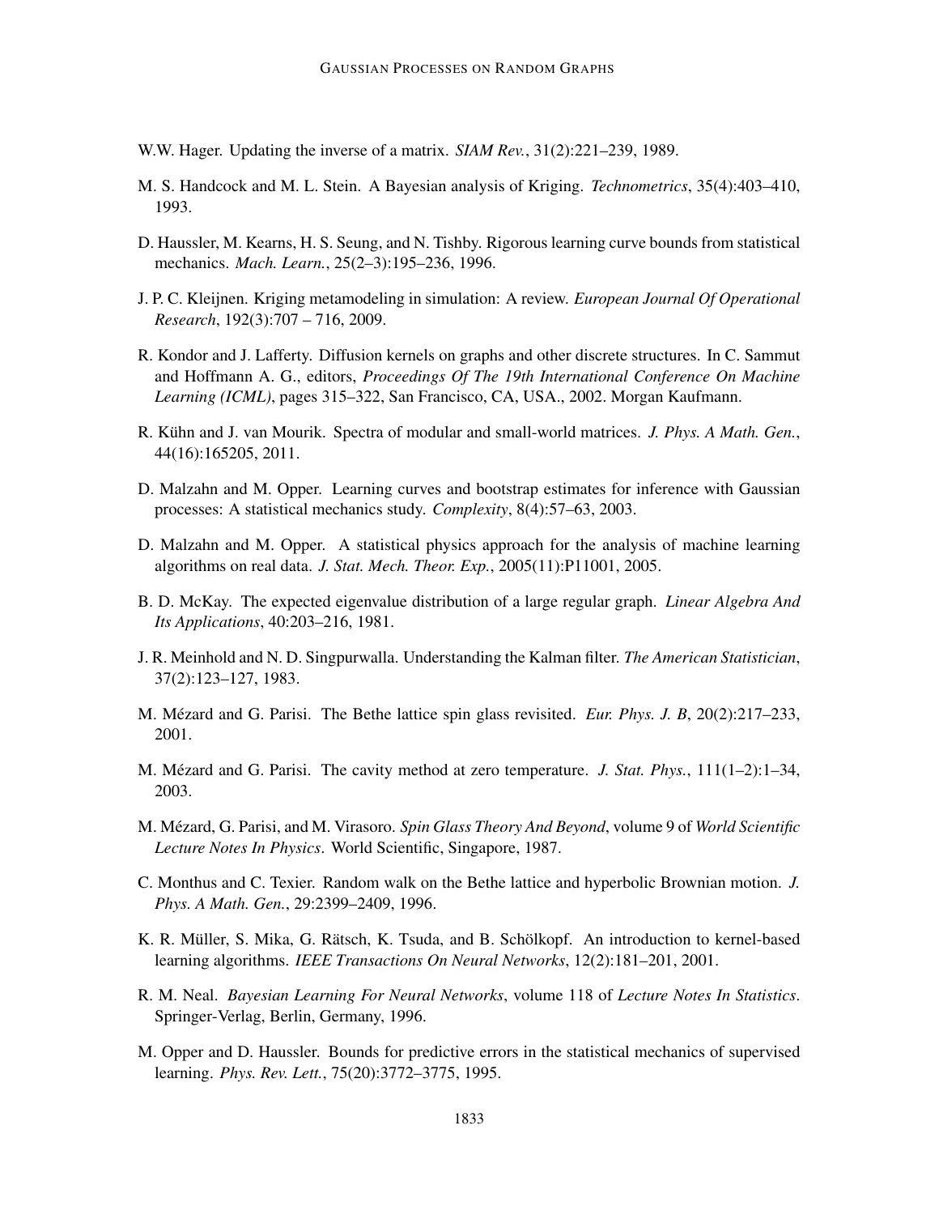W.W. Hager. Updating the inverse of a matrix. *SIAM Rev.*, 31(2):221–239, 1989.

M. S. Handcock and M. L. Stein. A Bayesian analysis of Kriging. *Technometrics*, 35(4):403–410, 1993.

D. Haussler, M. Kearns, H. S. Seung, and N. Tishby. Rigorous learning curve bounds from statistical mechanics. *Mach. Learn.*, 25(2–3):195–236, 1996.

J. P. C. Kleijnen. Kriging metamodeling in simulation: A review. *European Journal Of Operational Research*, 192(3):707 – 716, 2009.

R. Kondor and J. Lafferty. Diffusion kernels on graphs and other discrete structures. In C. Sammut and Hoffmann A. G., editors, *Proceedings Of The 19th International Conference On Machine Learning (ICML)*, pages 315–322, San Francisco, CA, USA., 2002. Morgan Kaufmann.

R. Kühn and J. van Mourik. Spectra of modular and small-world matrices. *J. Phys. A Math. Gen.*, 44(16):165205, 2011.

D. Malzahn and M. Opper. Learning curves and bootstrap estimates for inference with Gaussian processes: A statistical mechanics study. *Complexity*, 8(4):57–63, 2003.

D. Malzahn and M. Opper. A statistical physics approach for the analysis of machine learning algorithms on real data. *J. Stat. Mech. Theor. Exp.*, 2005(11):P11001, 2005.

B. D. McKay. The expected eigenvalue distribution of a large regular graph. *Linear Algebra And Its Applications*, 40:203–216, 1981.

J. R. Meinhold and N. D. Singpurwalla. Understanding the Kalman filter. *The American Statistician*, 37(2):123–127, 1983.

M. Mézard and G. Parisi. The Bethe lattice spin glass revisited. *Eur. Phys. J. B*, 20(2):217–233, 2001.

M. Mézard and G. Parisi. The cavity method at zero temperature. *J. Stat. Phys.*, 111(1–2):1–34, 2003.

M. Mézard, G. Parisi, and M. Virasoro. *Spin Glass Theory And Beyond*, volume 9 of *World Scientific Lecture Notes In Physics*. World Scientific, Singapore, 1987.

C. Monthus and C. Texier. Random walk on the Bethe lattice and hyperbolic Brownian motion. *J. Phys. A Math. Gen.*, 29:2399–2409, 1996.

K. R. Müller, S. Mika, G. Rätsch, K. Tsuda, and B. Schölkopf. An introduction to kernel-based learning algorithms. *IEEE Transactions On Neural Networks*, 12(2):181–201, 2001.

R. M. Neal. *Bayesian Learning For Neural Networks*, volume 118 of *Lecture Notes In Statistics*. Springer-Verlag, Berlin, Germany, 1996.

M. Opper and D. Haussler. Bounds for predictive errors in the statistical mechanics of supervised learning. *Phys. Rev. Lett.*, 75(20):3772–3775, 1995.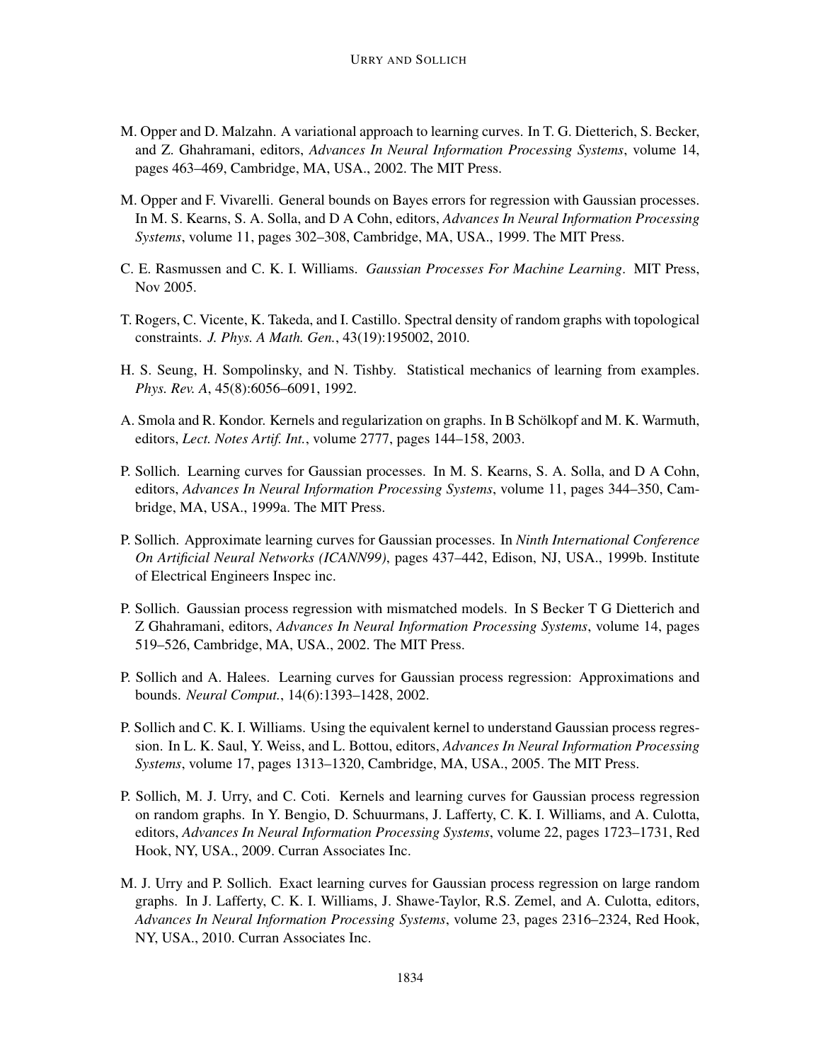M. Opper and D. Malzahn. A variational approach to learning curves. In T. G. Dietterich, S. Becker, and Z. Ghahramani, editors, *Advances In Neural Information Processing Systems*, volume 14, pages 463–469, Cambridge, MA, USA., 2002. The MIT Press.

M. Opper and F. Vivarelli. General bounds on Bayes errors for regression with Gaussian processes. In M. S. Kearns, S. A. Solla, and D A Cohn, editors, *Advances In Neural Information Processing Systems*, volume 11, pages 302–308, Cambridge, MA, USA., 1999. The MIT Press.

C. E. Rasmussen and C. K. I. Williams. *Gaussian Processes For Machine Learning*. MIT Press, Nov 2005.

T. Rogers, C. Vicente, K. Takeda, and I. Castillo. Spectral density of random graphs with topological constraints. *J. Phys. A Math. Gen.*, 43(19):195002, 2010.

H. S. Seung, H. Sompolinsky, and N. Tishby. Statistical mechanics of learning from examples. *Phys. Rev. A*, 45(8):6056–6091, 1992.

A. Smola and R. Kondor. Kernels and regularization on graphs. In B Schölkopf and M. K. Warmuth, editors, *Lect. Notes Artif. Int.*, volume 2777, pages 144–158, 2003.

P. Sollich. Learning curves for Gaussian processes. In M. S. Kearns, S. A. Solla, and D A Cohn, editors, *Advances In Neural Information Processing Systems*, volume 11, pages 344–350, Cambridge, MA, USA., 1999a. The MIT Press.

P. Sollich. Approximate learning curves for Gaussian processes. In *Ninth International Conference On Artificial Neural Networks (ICANN99)*, pages 437–442, Edison, NJ, USA., 1999b. Institute of Electrical Engineers Inspec inc.

P. Sollich. Gaussian process regression with mismatched models. In S Becker T G Dietterich and Z Ghahramani, editors, *Advances In Neural Information Processing Systems*, volume 14, pages 519–526, Cambridge, MA, USA., 2002. The MIT Press.

P. Sollich and A. Halees. Learning curves for Gaussian process regression: Approximations and bounds. *Neural Comput.*, 14(6):1393–1428, 2002.

P. Sollich and C. K. I. Williams. Using the equivalent kernel to understand Gaussian process regression. In L. K. Saul, Y. Weiss, and L. Bottou, editors, *Advances In Neural Information Processing Systems*, volume 17, pages 1313–1320, Cambridge, MA, USA., 2005. The MIT Press.

P. Sollich, M. J. Urry, and C. Coti. Kernels and learning curves for Gaussian process regression on random graphs. In Y. Bengio, D. Schuurmans, J. Lafferty, C. K. I. Williams, and A. Culotta, editors, *Advances In Neural Information Processing Systems*, volume 22, pages 1723–1731, Red Hook, NY, USA., 2009. Curran Associates Inc.

M. J. Urry and P. Sollich. Exact learning curves for Gaussian process regression on large random graphs. In J. Lafferty, C. K. I. Williams, J. Shawe-Taylor, R.S. Zemel, and A. Culotta, editors, *Advances In Neural Information Processing Systems*, volume 23, pages 2316–2324, Red Hook, NY, USA., 2010. Curran Associates Inc.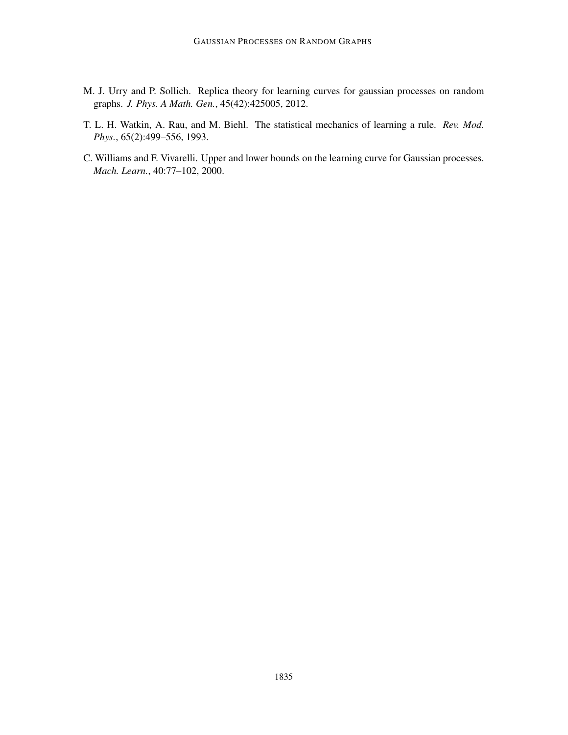M. J. Urry and P. Sollich. Replica theory for learning curves for gaussian processes on random graphs. *J. Phys. A Math. Gen.*, 45(42):425005, 2012.

T. L. H. Watkin, A. Rau, and M. Biehl. The statistical mechanics of learning a rule. *Rev. Mod. Phys.*, 65(2):499–556, 1993.

C. Williams and F. Vivarelli. Upper and lower bounds on the learning curve for Gaussian processes. *Mach. Learn.*, 40:77–102, 2000.